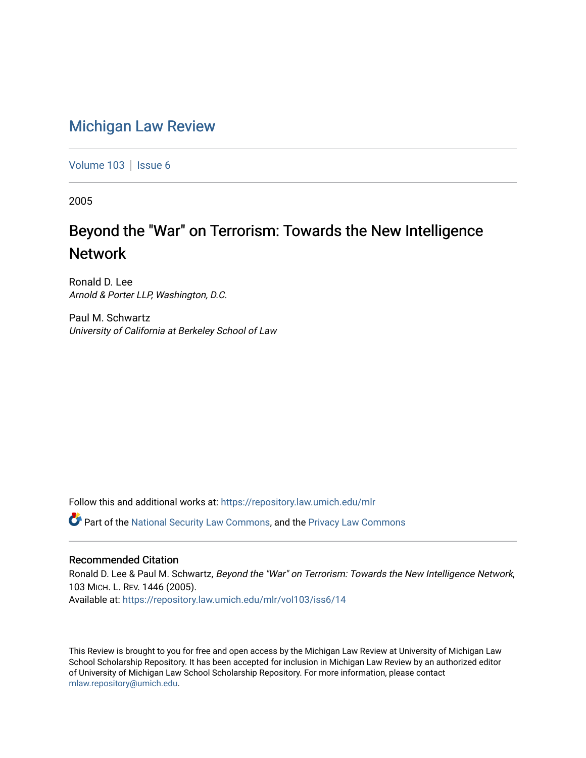# Michigan Law Review

Volume 103 | Issue 6

2005

## Beyond the "War" on Terrorism: Towards the New Intelligence Network

Ronald D. Lee
*Arnold & Porter LLP, Washington, D.C.*

Paul M. Schwartz
*University of California at Berkeley School of Law*

Follow this and additional works at: https://repository.law.umich.edu/mlr

Part of the National Security Law Commons, and the Privacy Law Commons

### Recommended Citation

Ronald D. Lee & Paul M. Schwartz, *Beyond the "War" on Terrorism: Towards the New Intelligence Network*, 103 MICH. L. REV. 1446 (2005).
Available at: https://repository.law.umich.edu/mlr/vol103/iss6/14

This Review is brought to you for free and open access by the Michigan Law Review at University of Michigan Law School Scholarship Repository. It has been accepted for inclusion in Michigan Law Review by an authorized editor of University of Michigan Law School Scholarship Repository. For more information, please contact mlaw.repository@umich.edu.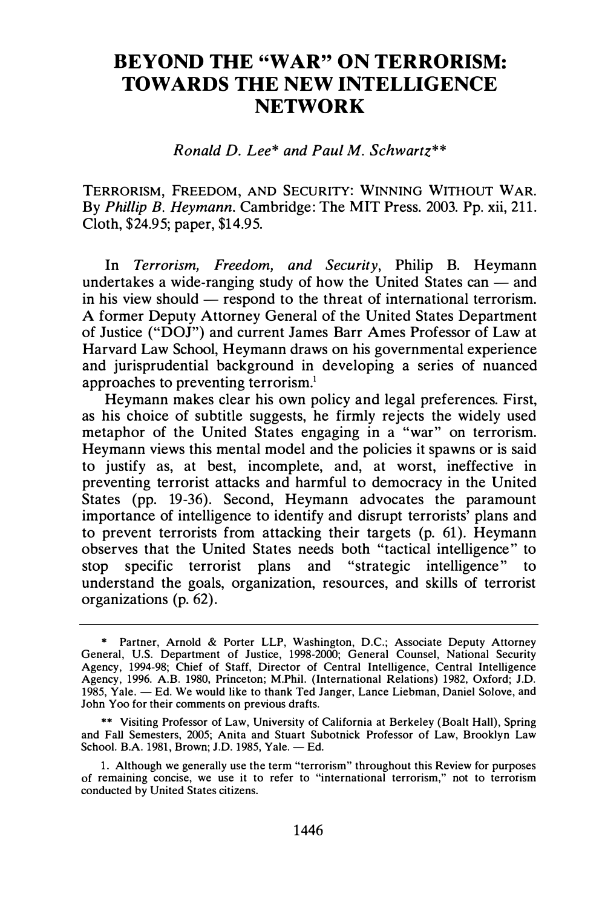# BEYOND THE "WAR" ON TERRORISM: TOWARDS THE NEW INTELLIGENCE NETWORK

*Ronald D. Lee\* and Paul M. Schwartz\*\**

TERRORISM, FREEDOM, AND SECURITY: WINNING WITHOUT WAR. By *Phillip B. Heymann*. Cambridge: The MIT Press. 2003. Pp. xii, 211. Cloth, $24.95; paper, $14.95.

In *Terrorism, Freedom, and Security*, Philip B. Heymann undertakes a wide-ranging study of how the United States can — and in his view should — respond to the threat of international terrorism. A former Deputy Attorney General of the United States Department of Justice ("DOJ") and current James Barr Ames Professor of Law at Harvard Law School, Heymann draws on his governmental experience and jurisprudential background in developing a series of nuanced approaches to preventing terrorism.[1]

Heymann makes clear his own policy and legal preferences. First, as his choice of subtitle suggests, he firmly rejects the widely used metaphor of the United States engaging in a "war" on terrorism. Heymann views this mental model and the policies it spawns or is said to justify as, at best, incomplete, and, at worst, ineffective in preventing terrorist attacks and harmful to democracy in the United States (pp. 19-36). Second, Heymann advocates the paramount importance of intelligence to identify and disrupt terrorists' plans and to prevent terrorists from attacking their targets (p. 61). Heymann observes that the United States needs both "tactical intelligence" to stop specific terrorist plans and "strategic intelligence" to understand the goals, organization, resources, and skills of terrorist organizations (p. 62).

---

\* Partner, Arnold & Porter LLP, Washington, D.C.; Associate Deputy Attorney General, U.S. Department of Justice, 1998-2000; General Counsel, National Security Agency, 1994-98; Chief of Staff, Director of Central Intelligence, Central Intelligence Agency, 1996. A.B. 1980, Princeton; M.Phil. (International Relations) 1982, Oxford; J.D. 1985, Yale. — Ed. We would like to thank Ted Janger, Lance Liebman, Daniel Solove, and John Yoo for their comments on previous drafts.

\*\* Visiting Professor of Law, University of California at Berkeley (Boalt Hall), Spring and Fall Semesters, 2005; Anita and Stuart Subotnick Professor of Law, Brooklyn Law School. B.A. 1981, Brown; J.D. 1985, Yale. — Ed.

1. Although we generally use the term "terrorism" throughout this Review for purposes of remaining concise, we use it to refer to "international terrorism," not to terrorism conducted by United States citizens.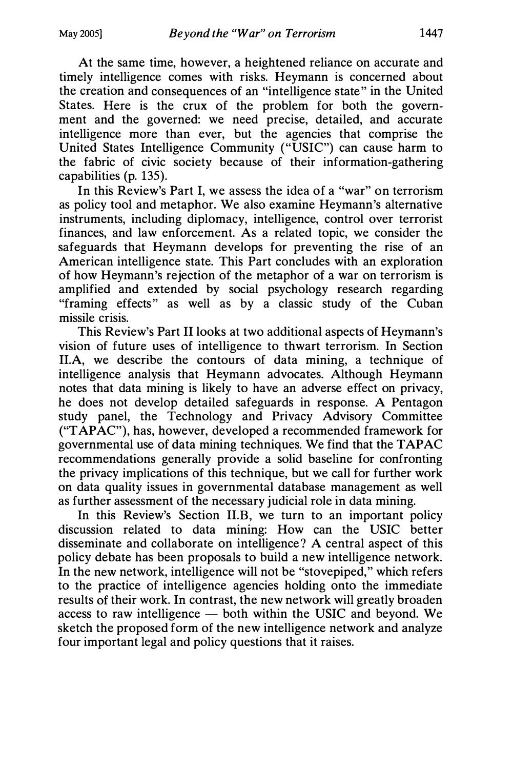At the same time, however, a heightened reliance on accurate and timely intelligence comes with risks. Heymann is concerned about the creation and consequences of an "intelligence state" in the United States. Here is the crux of the problem for both the government and the governed: we need precise, detailed, and accurate intelligence more than ever, but the agencies that comprise the United States Intelligence Community ("USIC") can cause harm to the fabric of civic society because of their information-gathering capabilities (p. 135).

In this Review's Part I, we assess the idea of a "war" on terrorism as policy tool and metaphor. We also examine Heymann's alternative instruments, including diplomacy, intelligence, control over terrorist finances, and law enforcement. As a related topic, we consider the safeguards that Heymann develops for preventing the rise of an American intelligence state. This Part concludes with an exploration of how Heymann's rejection of the metaphor of a war on terrorism is amplified and extended by social psychology research regarding "framing effects" as well as by a classic study of the Cuban missile crisis.

This Review's Part II looks at two additional aspects of Heymann's vision of future uses of intelligence to thwart terrorism. In Section II.A, we describe the contours of data mining, a technique of intelligence analysis that Heymann advocates. Although Heymann notes that data mining is likely to have an adverse effect on privacy, he does not develop detailed safeguards in response. A Pentagon study panel, the Technology and Privacy Advisory Committee ("TAPAC"), has, however, developed a recommended framework for governmental use of data mining techniques. We find that the TAPAC recommendations generally provide a solid baseline for confronting the privacy implications of this technique, but we call for further work on data quality issues in governmental database management as well as further assessment of the necessary judicial role in data mining.

In this Review's Section II.B, we turn to an important policy discussion related to data mining: How can the USIC better disseminate and collaborate on intelligence? A central aspect of this policy debate has been proposals to build a new intelligence network. In the new network, intelligence will not be "stovepiped," which refers to the practice of intelligence agencies holding onto the immediate results of their work. In contrast, the new network will greatly broaden access to raw intelligence — both within the USIC and beyond. We sketch the proposed form of the new intelligence network and analyze four important legal and policy questions that it raises.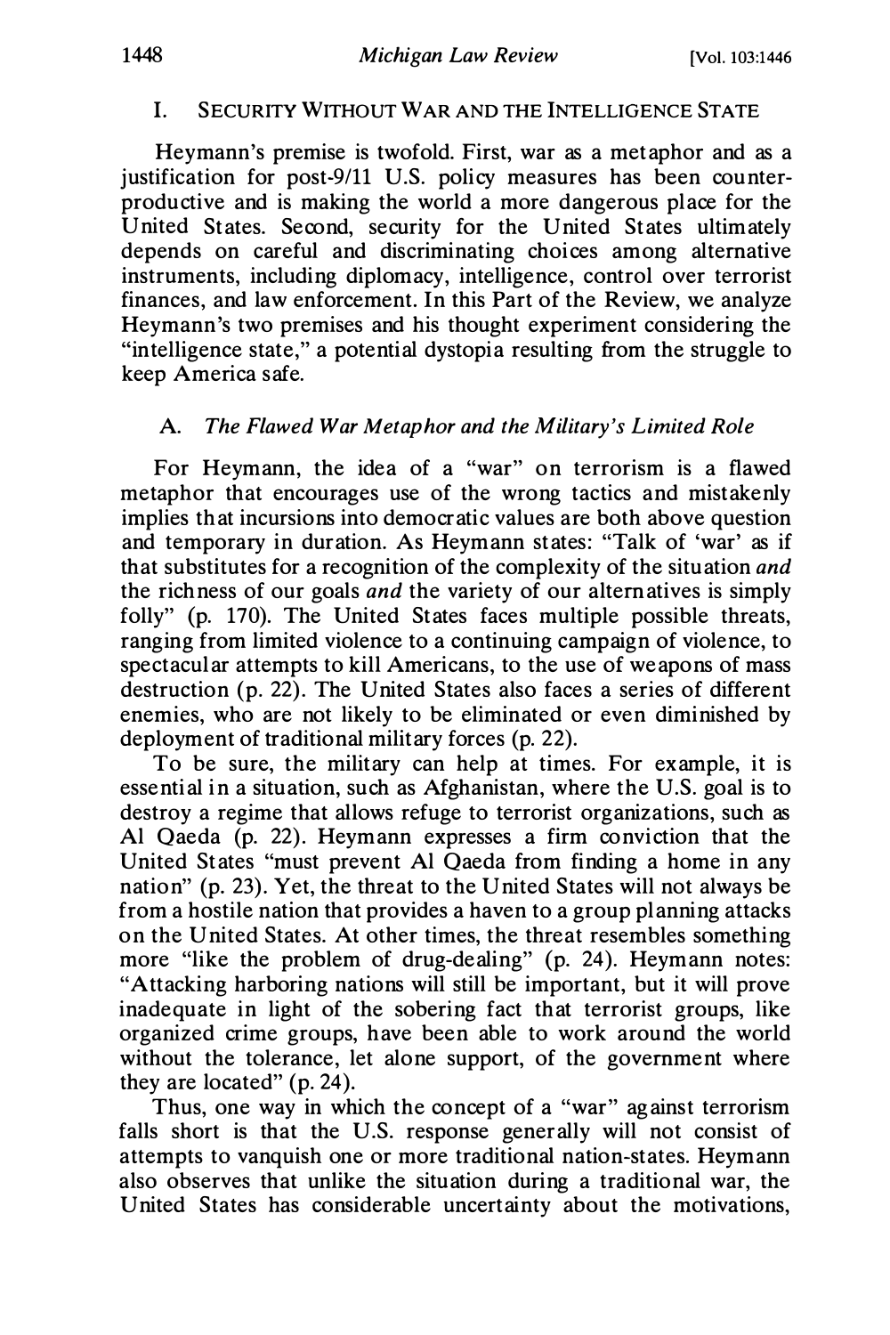## I. SECURITY WITHOUT WAR AND THE INTELLIGENCE STATE

Heymann's premise is twofold. First, war as a metaphor and as a justification for post-9/11 U.S. policy measures has been counterproductive and is making the world a more dangerous place for the United States. Second, security for the United States ultimately depends on careful and discriminating choices among alternative instruments, including diplomacy, intelligence, control over terrorist finances, and law enforcement. In this Part of the Review, we analyze Heymann's two premises and his thought experiment considering the "intelligence state," a potential dystopia resulting from the struggle to keep America safe.

### A. *The Flawed War Metaphor and the Military's Limited Role*

For Heymann, the idea of a "war" on terrorism is a flawed metaphor that encourages use of the wrong tactics and mistakenly implies that incursions into democratic values are both above question and temporary in duration. As Heymann states: "Talk of 'war' as if that substitutes for a recognition of the complexity of the situation *and* the richness of our goals *and* the variety of our alternatives is simply folly" (p. 170). The United States faces multiple possible threats, ranging from limited violence to a continuing campaign of violence, to spectacular attempts to kill Americans, to the use of weapons of mass destruction (p. 22). The United States also faces a series of different enemies, who are not likely to be eliminated or even diminished by deployment of traditional military forces (p. 22).

To be sure, the military can help at times. For example, it is essential in a situation, such as Afghanistan, where the U.S. goal is to destroy a regime that allows refuge to terrorist organizations, such as Al Qaeda (p. 22). Heymann expresses a firm conviction that the United States "must prevent Al Qaeda from finding a home in any nation" (p. 23). Yet, the threat to the United States will not always be from a hostile nation that provides a haven to a group planning attacks on the United States. At other times, the threat resembles something more "like the problem of drug-dealing" (p. 24). Heymann notes: "Attacking harboring nations will still be important, but it will prove inadequate in light of the sobering fact that terrorist groups, like organized crime groups, have been able to work around the world without the tolerance, let alone support, of the government where they are located" (p. 24).

Thus, one way in which the concept of a "war" against terrorism falls short is that the U.S. response generally will not consist of attempts to vanquish one or more traditional nation-states. Heymann also observes that unlike the situation during a traditional war, the United States has considerable uncertainty about the motivations,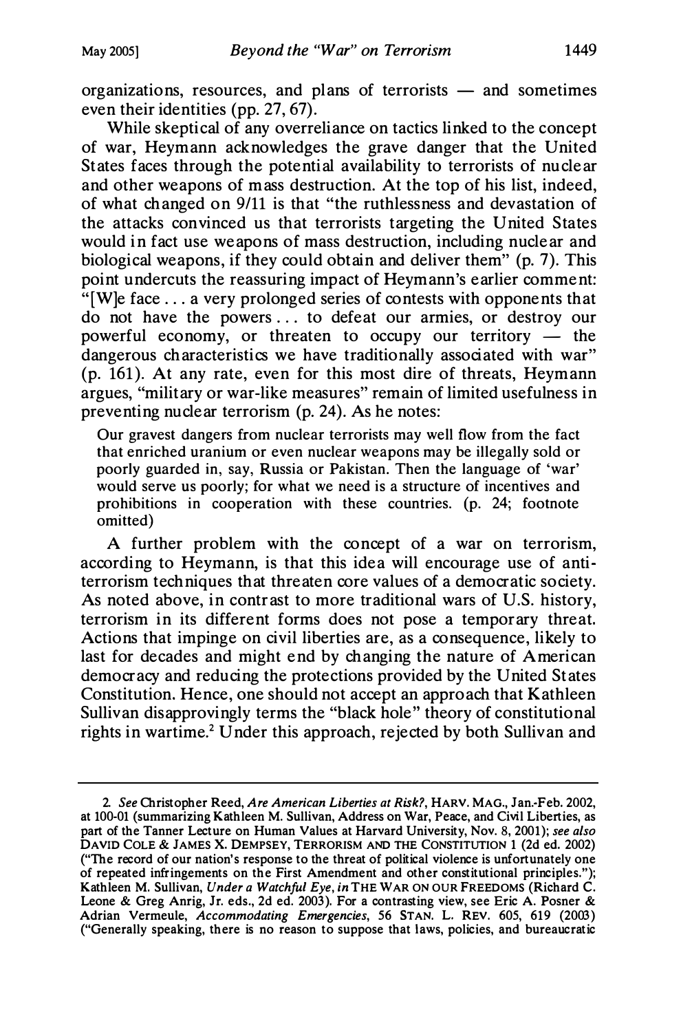organizations, resources, and plans of terrorists — and sometimes even their identities (pp. 27, 67).

While skeptical of any overreliance on tactics linked to the concept of war, Heymann acknowledges the grave danger that the United States faces through the potential availability to terrorists of nuclear and other weapons of mass destruction. At the top of his list, indeed, of what changed on 9/11 is that "the ruthlessness and devastation of the attacks convinced us that terrorists targeting the United States would in fact use weapons of mass destruction, including nuclear and biological weapons, if they could obtain and deliver them" (p. 7). This point undercuts the reassuring impact of Heymann's earlier comment: "[W]e face . . . a very prolonged series of contests with opponents that do not have the powers . . . to defeat our armies, or destroy our powerful economy, or threaten to occupy our territory — the dangerous characteristics we have traditionally associated with war" (p. 161). At any rate, even for this most dire of threats, Heymann argues, "military or war-like measures" remain of limited usefulness in preventing nuclear terrorism (p. 24). As he notes:

> Our gravest dangers from nuclear terrorists may well flow from the fact that enriched uranium or even nuclear weapons may be illegally sold or poorly guarded in, say, Russia or Pakistan. Then the language of 'war' would serve us poorly; for what we need is a structure of incentives and prohibitions in cooperation with these countries. (p. 24; footnote omitted)

A further problem with the concept of a war on terrorism, according to Heymann, is that this idea will encourage use of anti-terrorism techniques that threaten core values of a democratic society. As noted above, in contrast to more traditional wars of U.S. history, terrorism in its different forms does not pose a temporary threat. Actions that impinge on civil liberties are, as a consequence, likely to last for decades and might end by changing the nature of American democracy and reducing the protections provided by the United States Constitution. Hence, one should not accept an approach that Kathleen Sullivan disapprovingly terms the "black hole" theory of constitutional rights in wartime.[2] Under this approach, rejected by both Sullivan and

---

2. *See* Christopher Reed, *Are American Liberties at Risk?*, HARV. MAG., Jan.-Feb. 2002, at 100-01 (summarizing Kathleen M. Sullivan, Address on War, Peace, and Civil Liberties, as part of the Tanner Lecture on Human Values at Harvard University, Nov. 8, 2001); *see also* DAVID COLE & JAMES X. DEMPSEY, TERRORISM AND THE CONSTITUTION 1 (2d ed. 2002) ("The record of our nation's response to the threat of political violence is unfortunately one of repeated infringements on the First Amendment and other constitutional principles."); Kathleen M. Sullivan, *Under a Watchful Eye*, *in* THE WAR ON OUR FREEDOMS (Richard C. Leone & Greg Anrig, Jr. eds., 2d ed. 2003). For a contrasting view, see Eric A. Posner & Adrian Vermeule, *Accommodating Emergencies*, 56 STAN. L. REV. 605, 619 (2003) ("Generally speaking, there is no reason to suppose that laws, policies, and bureaucratic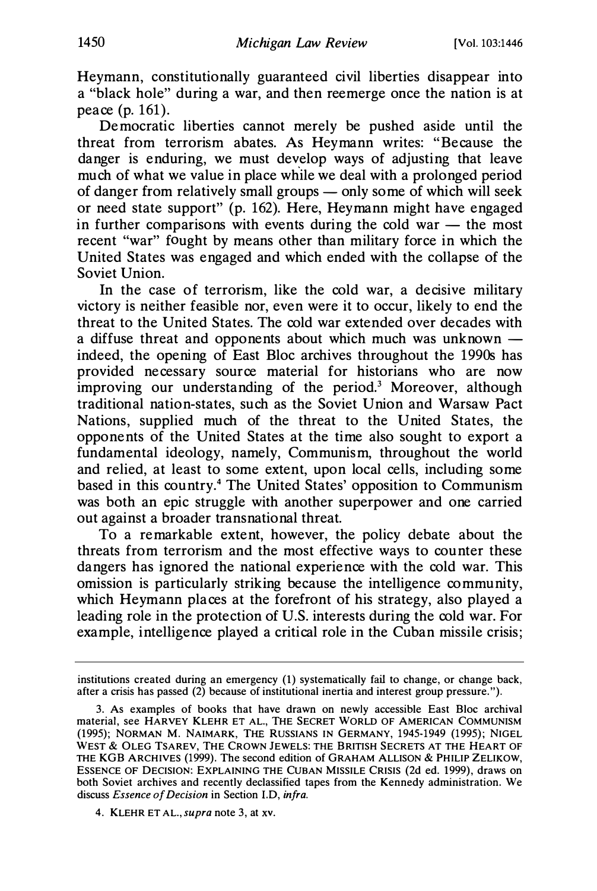Heymann, constitutionally guaranteed civil liberties disappear into a "black hole" during a war, and then reemerge once the nation is at peace (p. 161).

Democratic liberties cannot merely be pushed aside until the threat from terrorism abates. As Heymann writes: "Because the danger is enduring, we must develop ways of adjusting that leave much of what we value in place while we deal with a prolonged period of danger from relatively small groups — only some of which will seek or need state support" (p. 162). Here, Heymann might have engaged in further comparisons with events during the cold war — the most recent "war" fought by means other than military force in which the United States was engaged and which ended with the collapse of the Soviet Union.

In the case of terrorism, like the cold war, a decisive military victory is neither feasible nor, even were it to occur, likely to end the threat to the United States. The cold war extended over decades with a diffuse threat and opponents about which much was unknown — indeed, the opening of East Bloc archives throughout the 1990s has provided necessary source material for historians who are now improving our understanding of the period.[3] Moreover, although traditional nation-states, such as the Soviet Union and Warsaw Pact Nations, supplied much of the threat to the United States, the opponents of the United States at the time also sought to export a fundamental ideology, namely, Communism, throughout the world and relied, at least to some extent, upon local cells, including some based in this country.[4] The United States' opposition to Communism was both an epic struggle with another superpower and one carried out against a broader transnational threat.

To a remarkable extent, however, the policy debate about the threats from terrorism and the most effective ways to counter these dangers has ignored the national experience with the cold war. This omission is particularly striking because the intelligence community, which Heymann places at the forefront of his strategy, also played a leading role in the protection of U.S. interests during the cold war. For example, intelligence played a critical role in the Cuban missile crisis;

---

institutions created during an emergency (1) systematically fail to change, or change back, after a crisis has passed (2) because of institutional inertia and interest group pressure.").

3. As examples of books that have drawn on newly accessible East Bloc archival material, see HARVEY KLEHR ET AL., THE SECRET WORLD OF AMERICAN COMMUNISM (1995); NORMAN M. NAIMARK, THE RUSSIANS IN GERMANY, 1945-1949 (1995); NIGEL WEST & OLEG TSAREV, THE CROWN JEWELS: THE BRITISH SECRETS AT THE HEART OF THE KGB ARCHIVES (1999). The second edition of GRAHAM ALLISON & PHILIP ZELIKOW, ESSENCE OF DECISION: EXPLAINING THE CUBAN MISSILE CRISIS (2d ed. 1999), draws on both Soviet archives and recently declassified tapes from the Kennedy administration. We discuss *Essence of Decision* in Section I.D, *infra*.

4. KLEHR ET AL., *supra* note 3, at xv.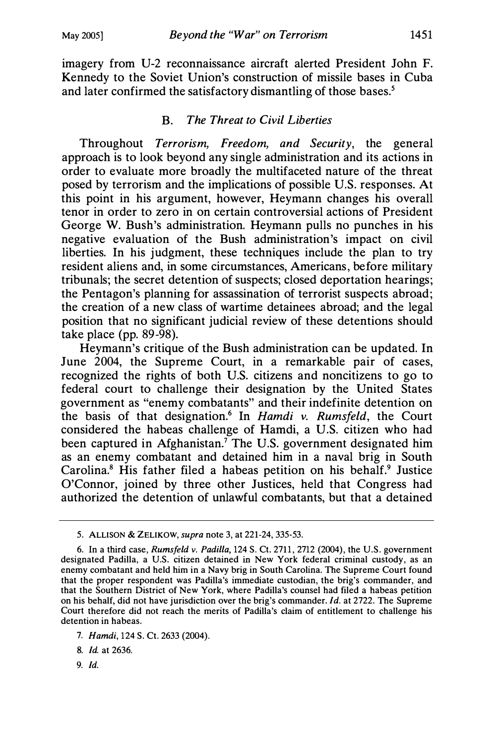imagery from U-2 reconnaissance aircraft alerted President John F. Kennedy to the Soviet Union's construction of missile bases in Cuba and later confirmed the satisfactory dismantling of those bases.[5]

### B. *The Threat to Civil Liberties*

Throughout *Terrorism, Freedom, and Security*, the general approach is to look beyond any single administration and its actions in order to evaluate more broadly the multifaceted nature of the threat posed by terrorism and the implications of possible U.S. responses. At this point in his argument, however, Heymann changes his overall tenor in order to zero in on certain controversial actions of President George W. Bush's administration. Heymann pulls no punches in his negative evaluation of the Bush administration's impact on civil liberties. In his judgment, these techniques include the plan to try resident aliens and, in some circumstances, Americans, before military tribunals; the secret detention of suspects; closed deportation hearings; the Pentagon's planning for assassination of terrorist suspects abroad; the creation of a new class of wartime detainees abroad; and the legal position that no significant judicial review of these detentions should take place (pp. 89-98).

Heymann's critique of the Bush administration can be updated. In June 2004, the Supreme Court, in a remarkable pair of cases, recognized the rights of both U.S. citizens and noncitizens to go to federal court to challenge their designation by the United States government as "enemy combatants" and their indefinite detention on the basis of that designation.[6] In *Hamdi v. Rumsfeld*, the Court considered the habeas challenge of Hamdi, a U.S. citizen who had been captured in Afghanistan.[7] The U.S. government designated him as an enemy combatant and detained him in a naval brig in South Carolina.[8] His father filed a habeas petition on his behalf.[9] Justice O'Connor, joined by three other Justices, held that Congress had authorized the detention of unlawful combatants, but that a detained

---

5. ALLISON & ZELIKOW, *supra* note 3, at 221-24, 335-53.

6. In a third case, *Rumsfeld v. Padilla*, 124 S. Ct. 2711, 2712 (2004), the U.S. government designated Padilla, a U.S. citizen detained in New York federal criminal custody, as an enemy combatant and held him in a Navy brig in South Carolina. The Supreme Court found that the proper respondent was Padilla's immediate custodian, the brig's commander, and that the Southern District of New York, where Padilla's counsel had filed a habeas petition on his behalf, did not have jurisdiction over the brig's commander. *Id.* at 2722. The Supreme Court therefore did not reach the merits of Padilla's claim of entitlement to challenge his detention in habeas.

7. *Hamdi*, 124 S. Ct. 2633 (2004).

8. *Id.* at 2636.

9. *Id.*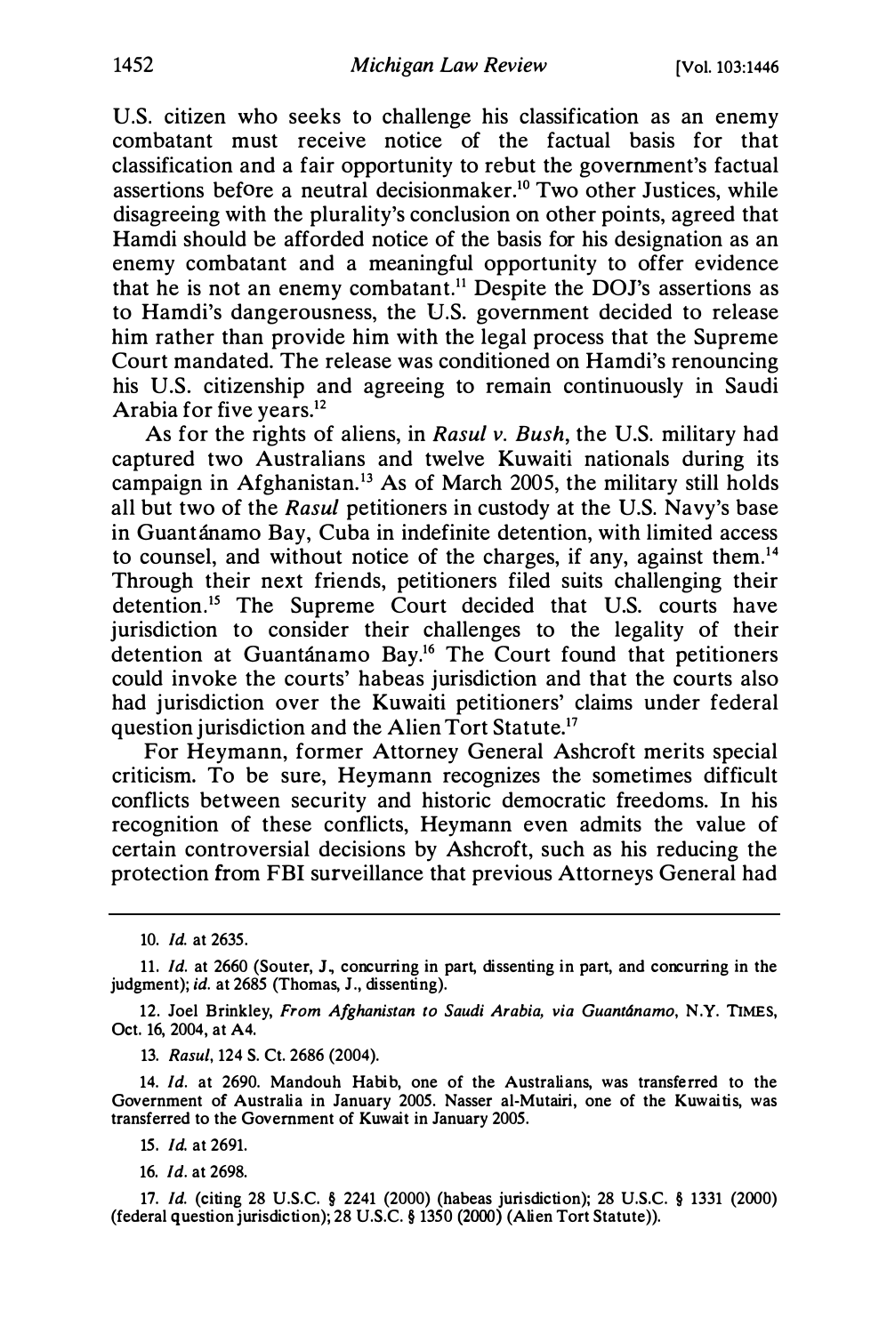U.S. citizen who seeks to challenge his classification as an enemy combatant must receive notice of the factual basis for that classification and a fair opportunity to rebut the government's factual assertions before a neutral decisionmaker.[10] Two other Justices, while disagreeing with the plurality's conclusion on other points, agreed that Hamdi should be afforded notice of the basis for his designation as an enemy combatant and a meaningful opportunity to offer evidence that he is not an enemy combatant.[11] Despite the DOJ's assertions as to Hamdi's dangerousness, the U.S. government decided to release him rather than provide him with the legal process that the Supreme Court mandated. The release was conditioned on Hamdi's renouncing his U.S. citizenship and agreeing to remain continuously in Saudi Arabia for five years.[12]

As for the rights of aliens, in *Rasul v. Bush*, the U.S. military had captured two Australians and twelve Kuwaiti nationals during its campaign in Afghanistan.[13] As of March 2005, the military still holds all but two of the *Rasul* petitioners in custody at the U.S. Navy's base in Guantánamo Bay, Cuba in indefinite detention, with limited access to counsel, and without notice of the charges, if any, against them.[14] Through their next friends, petitioners filed suits challenging their detention.[15] The Supreme Court decided that U.S. courts have jurisdiction to consider their challenges to the legality of their detention at Guantánamo Bay.[16] The Court found that petitioners could invoke the courts' habeas jurisdiction and that the courts also had jurisdiction over the Kuwaiti petitioners' claims under federal question jurisdiction and the Alien Tort Statute.[17]

For Heymann, former Attorney General Ashcroft merits special criticism. To be sure, Heymann recognizes the sometimes difficult conflicts between security and historic democratic freedoms. In his recognition of these conflicts, Heymann even admits the value of certain controversial decisions by Ashcroft, such as his reducing the protection from FBI surveillance that previous Attorneys General had

---

10. *Id.* at 2635.

11. *Id.* at 2660 (Souter, J., concurring in part, dissenting in part, and concurring in the judgment); *id.* at 2685 (Thomas, J., dissenting).

12. Joel Brinkley, *From Afghanistan to Saudi Arabia, via Guantánamo*, N.Y. TIMES, Oct. 16, 2004, at A4.

13. *Rasul*, 124 S. Ct. 2686 (2004).

14. *Id.* at 2690. Mandouh Habib, one of the Australians, was transferred to the Government of Australia in January 2005. Nasser al-Mutairi, one of the Kuwaitis, was transferred to the Government of Kuwait in January 2005.

15. *Id.* at 2691.

16. *Id.* at 2698.

17. *Id.* (citing 28 U.S.C. § 2241 (2000) (habeas jurisdiction); 28 U.S.C. § 1331 (2000) (federal question jurisdiction); 28 U.S.C. § 1350 (2000) (Alien Tort Statute)).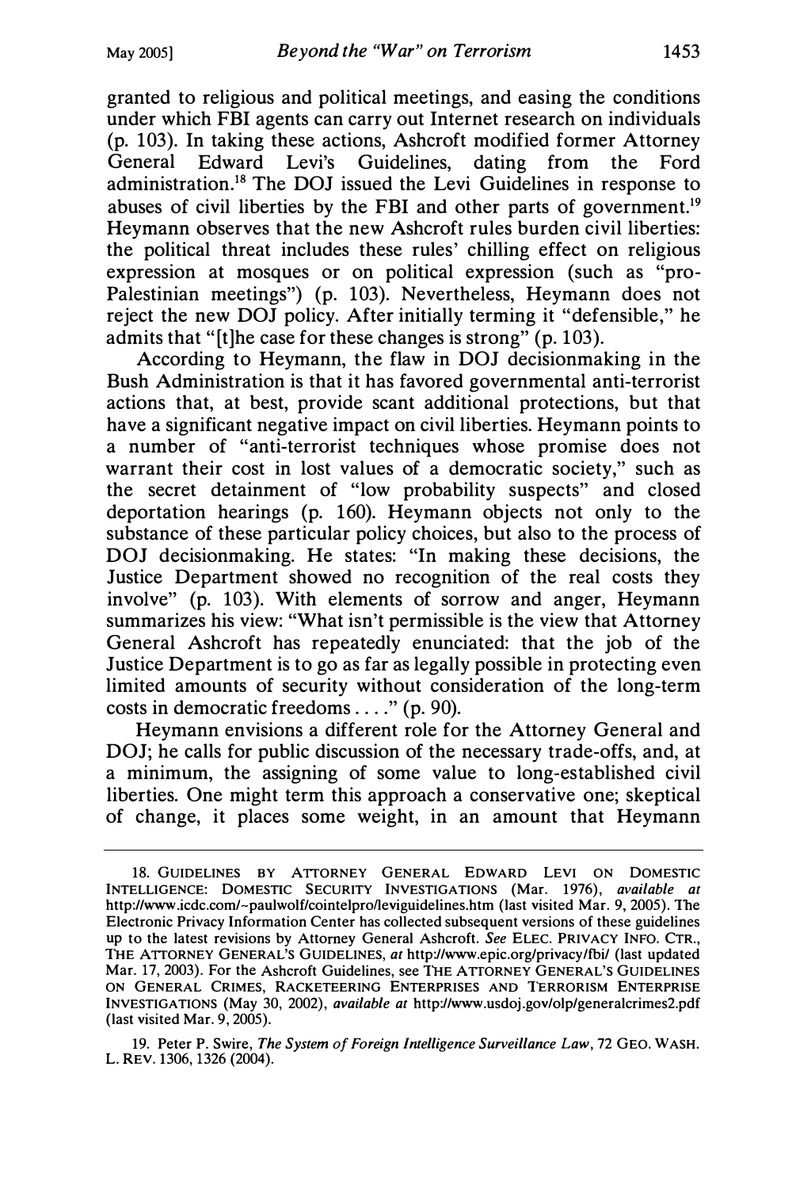granted to religious and political meetings, and easing the conditions under which FBI agents can carry out Internet research on individuals (p. 103). In taking these actions, Ashcroft modified former Attorney General Edward Levi's Guidelines, dating from the Ford administration.[18] The DOJ issued the Levi Guidelines in response to abuses of civil liberties by the FBI and other parts of government.[19] Heymann observes that the new Ashcroft rules burden civil liberties: the political threat includes these rules' chilling effect on religious expression at mosques or on political expression (such as "pro-Palestinian meetings") (p. 103). Nevertheless, Heymann does not reject the new DOJ policy. After initially terming it "defensible," he admits that "[t]he case for these changes is strong" (p. 103).

According to Heymann, the flaw in DOJ decisionmaking in the Bush Administration is that it has favored governmental anti-terrorist actions that, at best, provide scant additional protections, but that have a significant negative impact on civil liberties. Heymann points to a number of "anti-terrorist techniques whose promise does not warrant their cost in lost values of a democratic society," such as the secret detainment of "low probability suspects" and closed deportation hearings (p. 160). Heymann objects not only to the substance of these particular policy choices, but also to the process of DOJ decisionmaking. He states: "In making these decisions, the Justice Department showed no recognition of the real costs they involve" (p. 103). With elements of sorrow and anger, Heymann summarizes his view: "What isn't permissible is the view that Attorney General Ashcroft has repeatedly enunciated: that the job of the Justice Department is to go as far as legally possible in protecting even limited amounts of security without consideration of the long-term costs in democratic freedoms . . . ." (p. 90).

Heymann envisions a different role for the Attorney General and DOJ; he calls for public discussion of the necessary trade-offs, and, at a minimum, the assigning of some value to long-established civil liberties. One might term this approach a conservative one; skeptical of change, it places some weight, in an amount that Heymann

18. GUIDELINES BY ATTORNEY GENERAL EDWARD LEVI ON DOMESTIC INTELLIGENCE: DOMESTIC SECURITY INVESTIGATIONS (Mar. 1976), *available at* http://www.icdc.com/~paulwolf/cointelpro/leviguidelines.htm (last visited Mar. 9, 2005). The Electronic Privacy Information Center has collected subsequent versions of these guidelines up to the latest revisions by Attorney General Ashcroft. *See* ELEC. PRIVACY INFO. CTR., THE ATTORNEY GENERAL'S GUIDELINES, *at* http://www.epic.org/privacy/fbi/ (last updated Mar. 17, 2003). For the Ashcroft Guidelines, see THE ATTORNEY GENERAL'S GUIDELINES ON GENERAL CRIMES, RACKETEERING ENTERPRISES AND TERRORISM ENTERPRISE INVESTIGATIONS (May 30, 2002), *available at* http://www.usdoj.gov/olp/generalcrimes2.pdf (last visited Mar. 9, 2005).

19. Peter P. Swire, *The System of Foreign Intelligence Surveillance Law*, 72 GEO. WASH. L. REV. 1306, 1326 (2004).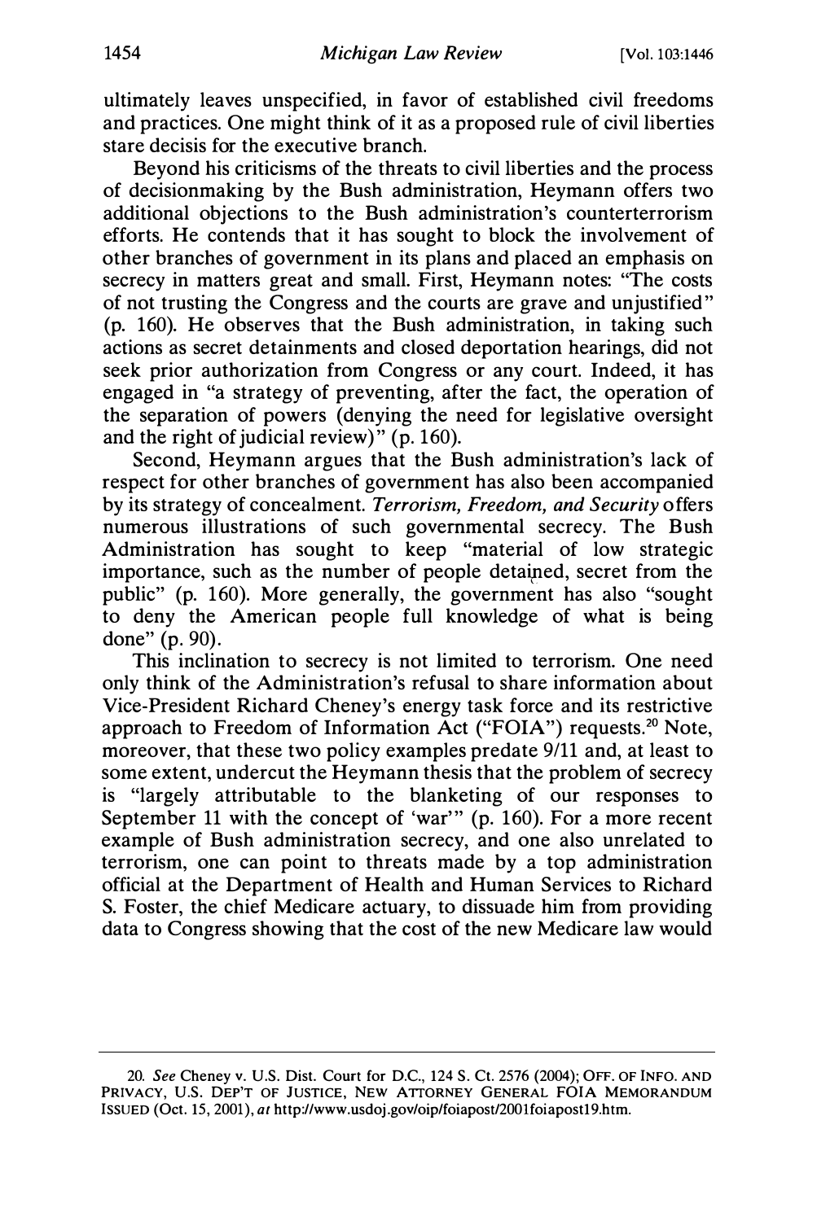ultimately leaves unspecified, in favor of established civil freedoms and practices. One might think of it as a proposed rule of civil liberties stare decisis for the executive branch.

Beyond his criticisms of the threats to civil liberties and the process of decisionmaking by the Bush administration, Heymann offers two additional objections to the Bush administration's counterterrorism efforts. He contends that it has sought to block the involvement of other branches of government in its plans and placed an emphasis on secrecy in matters great and small. First, Heymann notes: "The costs of not trusting the Congress and the courts are grave and unjustified" (p. 160). He observes that the Bush administration, in taking such actions as secret detainments and closed deportation hearings, did not seek prior authorization from Congress or any court. Indeed, it has engaged in "a strategy of preventing, after the fact, the operation of the separation of powers (denying the need for legislative oversight and the right of judicial review)" (p. 160).

Second, Heymann argues that the Bush administration's lack of respect for other branches of government has also been accompanied by its strategy of concealment. *Terrorism, Freedom, and Security* offers numerous illustrations of such governmental secrecy. The Bush Administration has sought to keep "material of low strategic importance, such as the number of people detained, secret from the public" (p. 160). More generally, the government has also "sought to deny the American people full knowledge of what is being done" (p. 90).

This inclination to secrecy is not limited to terrorism. One need only think of the Administration's refusal to share information about Vice-President Richard Cheney's energy task force and its restrictive approach to Freedom of Information Act ("FOIA") requests.[20] Note, moreover, that these two policy examples predate 9/11 and, at least to some extent, undercut the Heymann thesis that the problem of secrecy is "largely attributable to the blanketing of our responses to September 11 with the concept of 'war'" (p. 160). For a more recent example of Bush administration secrecy, and one also unrelated to terrorism, one can point to threats made by a top administration official at the Department of Health and Human Services to Richard S. Foster, the chief Medicare actuary, to dissuade him from providing data to Congress showing that the cost of the new Medicare law would

---

20. *See* Cheney v. U.S. Dist. Court for D.C., 124 S. Ct. 2576 (2004); OFF. OF INFO. AND PRIVACY, U.S. DEP'T OF JUSTICE, NEW ATTORNEY GENERAL FOIA MEMORANDUM ISSUED (Oct. 15, 2001), *at* http://www.usdoj.gov/oip/foiapost/2001foiapost19.htm.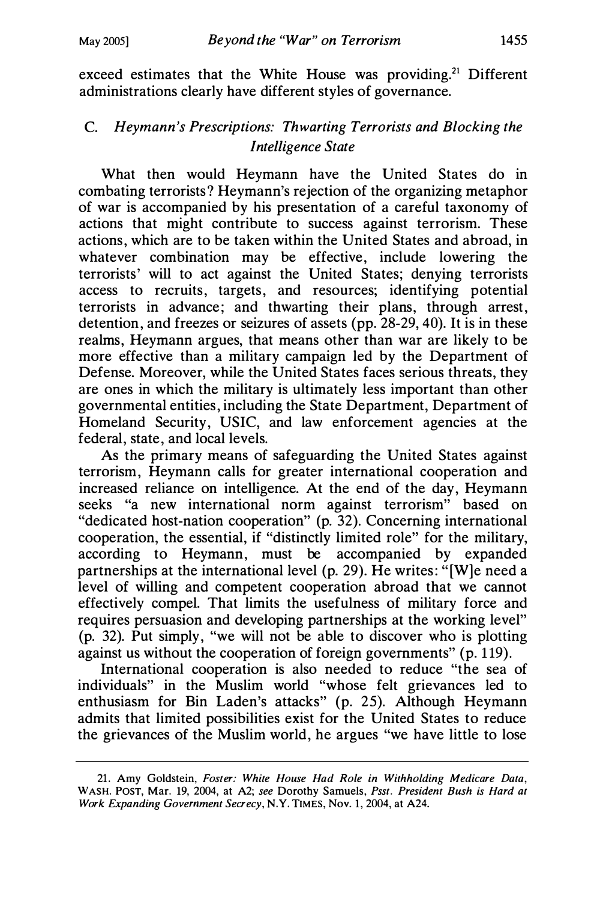exceed estimates that the White House was providing.[21] Different administrations clearly have different styles of governance.

### C. *Heymann's Prescriptions: Thwarting Terrorists and Blocking the Intelligence State*

What then would Heymann have the United States do in combating terrorists? Heymann's rejection of the organizing metaphor of war is accompanied by his presentation of a careful taxonomy of actions that might contribute to success against terrorism. These actions, which are to be taken within the United States and abroad, in whatever combination may be effective, include lowering the terrorists' will to act against the United States; denying terrorists access to recruits, targets, and resources; identifying potential terrorists in advance; and thwarting their plans, through arrest, detention, and freezes or seizures of assets (pp. 28-29, 40). It is in these realms, Heymann argues, that means other than war are likely to be more effective than a military campaign led by the Department of Defense. Moreover, while the United States faces serious threats, they are ones in which the military is ultimately less important than other governmental entities, including the State Department, Department of Homeland Security, USIC, and law enforcement agencies at the federal, state, and local levels.

As the primary means of safeguarding the United States against terrorism, Heymann calls for greater international cooperation and increased reliance on intelligence. At the end of the day, Heymann seeks "a new international norm against terrorism" based on "dedicated host-nation cooperation" (p. 32). Concerning international cooperation, the essential, if "distinctly limited role" for the military, according to Heymann, must be accompanied by expanded partnerships at the international level (p. 29). He writes: "[W]e need a level of willing and competent cooperation abroad that we cannot effectively compel. That limits the usefulness of military force and requires persuasion and developing partnerships at the working level" (p. 32). Put simply, "we will not be able to discover who is plotting against us without the cooperation of foreign governments" (p. 119).

International cooperation is also needed to reduce "the sea of individuals" in the Muslim world "whose felt grievances led to enthusiasm for Bin Laden's attacks" (p. 25). Although Heymann admits that limited possibilities exist for the United States to reduce the grievances of the Muslim world, he argues "we have little to lose

---

21. Amy Goldstein, *Foster: White House Had Role in Withholding Medicare Data*, WASH. POST, Mar. 19, 2004, at A2; *see* Dorothy Samuels, *Psst. President Bush is Hard at Work Expanding Government Secrecy*, N.Y. TIMES, Nov. 1, 2004, at A24.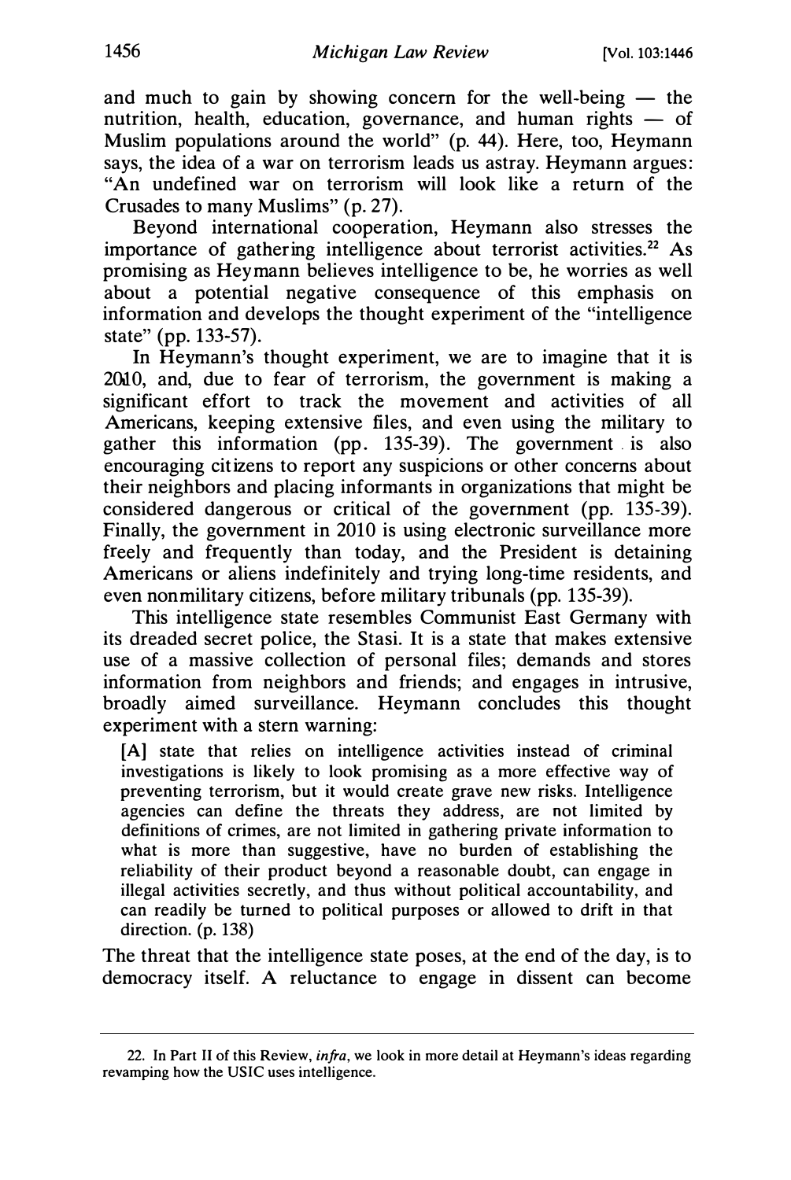and much to gain by showing concern for the well-being — the nutrition, health, education, governance, and human rights — of Muslim populations around the world" (p. 44). Here, too, Heymann says, the idea of a war on terrorism leads us astray. Heymann argues: "An undefined war on terrorism will look like a return of the Crusades to many Muslims" (p. 27).

Beyond international cooperation, Heymann also stresses the importance of gathering intelligence about terrorist activities.[22] As promising as Heymann believes intelligence to be, he worries as well about a potential negative consequence of this emphasis on information and develops the thought experiment of the "intelligence state" (pp. 133-57).

In Heymann's thought experiment, we are to imagine that it is 2010, and, due to fear of terrorism, the government is making a significant effort to track the movement and activities of all Americans, keeping extensive files, and even using the military to gather this information (pp. 135-39). The government is also encouraging citizens to report any suspicions or other concerns about their neighbors and placing informants in organizations that might be considered dangerous or critical of the government (pp. 135-39). Finally, the government in 2010 is using electronic surveillance more freely and frequently than today, and the President is detaining Americans or aliens indefinitely and trying long-time residents, and even nonmilitary citizens, before military tribunals (pp. 135-39).

This intelligence state resembles Communist East Germany with its dreaded secret police, the Stasi. It is a state that makes extensive use of a massive collection of personal files; demands and stores information from neighbors and friends; and engages in intrusive, broadly aimed surveillance. Heymann concludes this thought experiment with a stern warning:

> [A] state that relies on intelligence activities instead of criminal investigations is likely to look promising as a more effective way of preventing terrorism, but it would create grave new risks. Intelligence agencies can define the threats they address, are not limited by definitions of crimes, are not limited in gathering private information to what is more than suggestive, have no burden of establishing the reliability of their product beyond a reasonable doubt, can engage in illegal activities secretly, and thus without political accountability, and can readily be turned to political purposes or allowed to drift in that direction. (p. 138)

The threat that the intelligence state poses, at the end of the day, is to democracy itself. A reluctance to engage in dissent can become

---

22. In Part II of this Review, *infra*, we look in more detail at Heymann's ideas regarding revamping how the USIC uses intelligence.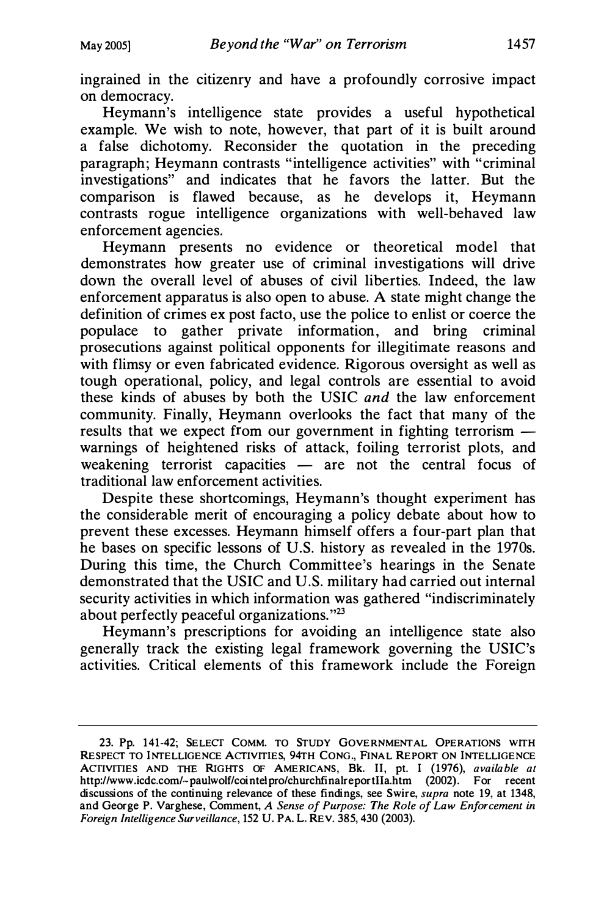ingrained in the citizenry and have a profoundly corrosive impact on democracy.

Heymann's intelligence state provides a useful hypothetical example. We wish to note, however, that part of it is built around a false dichotomy. Reconsider the quotation in the preceding paragraph; Heymann contrasts "intelligence activities" with "criminal investigations" and indicates that he favors the latter. But the comparison is flawed because, as he develops it, Heymann contrasts rogue intelligence organizations with well-behaved law enforcement agencies.

Heymann presents no evidence or theoretical model that demonstrates how greater use of criminal investigations will drive down the overall level of abuses of civil liberties. Indeed, the law enforcement apparatus is also open to abuse. A state might change the definition of crimes ex post facto, use the police to enlist or coerce the populace to gather private information, and bring criminal prosecutions against political opponents for illegitimate reasons and with flimsy or even fabricated evidence. Rigorous oversight as well as tough operational, policy, and legal controls are essential to avoid these kinds of abuses by both the USIC *and* the law enforcement community. Finally, Heymann overlooks the fact that many of the results that we expect from our government in fighting terrorism — warnings of heightened risks of attack, foiling terrorist plots, and weakening terrorist capacities — are not the central focus of traditional law enforcement activities.

Despite these shortcomings, Heymann's thought experiment has the considerable merit of encouraging a policy debate about how to prevent these excesses. Heymann himself offers a four-part plan that he bases on specific lessons of U.S. history as revealed in the 1970s. During this time, the Church Committee's hearings in the Senate demonstrated that the USIC and U.S. military had carried out internal security activities in which information was gathered "indiscriminately about perfectly peaceful organizations."[23]

Heymann's prescriptions for avoiding an intelligence state also generally track the existing legal framework governing the USIC's activities. Critical elements of this framework include the Foreign

---

23. Pp. 141-42; SELECT COMM. TO STUDY GOVERNMENTAL OPERATIONS WITH RESPECT TO INTELLIGENCE ACTIVITIES, 94TH CONG., FINAL REPORT ON INTELLIGENCE ACTIVITIES AND THE RIGHTS OF AMERICANS, Bk. II, pt. I (1976), *available at* http://www.icdc.com/~paulwolf/cointelpro/churchfinalreportIIa.htm (2002). For recent discussions of the continuing relevance of these findings, see Swire, *supra* note 19, at 1348, and George P. Varghese, Comment, *A Sense of Purpose: The Role of Law Enforcement in Foreign Intelligence Surveillance*, 152 U. PA. L. REV. 385, 430 (2003).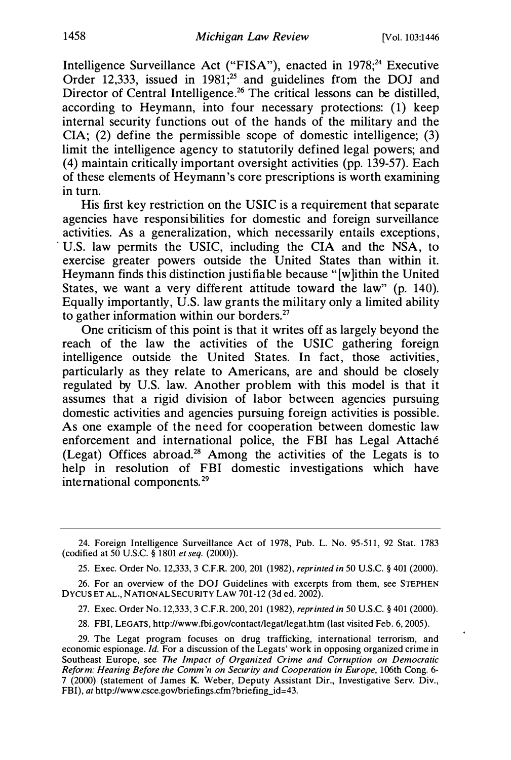Intelligence Surveillance Act ("FISA"), enacted in 1978;[24] Executive Order 12,333, issued in 1981;[25] and guidelines from the DOJ and Director of Central Intelligence.[26] The critical lessons can be distilled, according to Heymann, into four necessary protections: (1) keep internal security functions out of the hands of the military and the CIA; (2) define the permissible scope of domestic intelligence; (3) limit the intelligence agency to statutorily defined legal powers; and (4) maintain critically important oversight activities (pp. 139-57). Each of these elements of Heymann's core prescriptions is worth examining in turn.

His first key restriction on the USIC is a requirement that separate agencies have responsibilities for domestic and foreign surveillance activities. As a generalization, which necessarily entails exceptions, U.S. law permits the USIC, including the CIA and the NSA, to exercise greater powers outside the United States than within it. Heymann finds this distinction justifiable because "[w]ithin the United States, we want a very different attitude toward the law" (p. 140). Equally importantly, U.S. law grants the military only a limited ability to gather information within our borders.[27]

One criticism of this point is that it writes off as largely beyond the reach of the law the activities of the USIC gathering foreign intelligence outside the United States. In fact, those activities, particularly as they relate to Americans, are and should be closely regulated by U.S. law. Another problem with this model is that it assumes that a rigid division of labor between agencies pursuing domestic activities and agencies pursuing foreign activities is possible. As one example of the need for cooperation between domestic law enforcement and international police, the FBI has Legal Attaché (Legat) Offices abroad.[28] Among the activities of the Legats is to help in resolution of FBI domestic investigations which have international components.[29]

---

24. Foreign Intelligence Surveillance Act of 1978, Pub. L. No. 95-511, 92 Stat. 1783 (codified at 50 U.S.C. § 1801 *et seq.* (2000)).

25. Exec. Order No. 12,333, 3 C.F.R. 200, 201 (1982), *reprinted in* 50 U.S.C. § 401 (2000).

26. For an overview of the DOJ Guidelines with excerpts from them, see STEPHEN DYCUS ET AL., NATIONAL SECURITY LAW 701-12 (3d ed. 2002).

27. Exec. Order No. 12,333, 3 C.F.R. 200, 201 (1982), *reprinted in* 50 U.S.C. § 401 (2000).

28. FBI, LEGATS, http://www.fbi.gov/contact/legat/legat.htm (last visited Feb. 6, 2005).

29. The Legat program focuses on drug trafficking, international terrorism, and economic espionage. *Id.* For a discussion of the Legats' work in opposing organized crime in Southeast Europe, see *The Impact of Organized Crime and Corruption on Democratic Reform: Hearing Before the Comm'n on Security and Cooperation in Europe*, 106th Cong. 6-7 (2000) (statement of James K. Weber, Deputy Assistant Dir., Investigative Serv. Div., FBI), *at* http://www.csce.gov/briefings.cfm?briefing_id=43.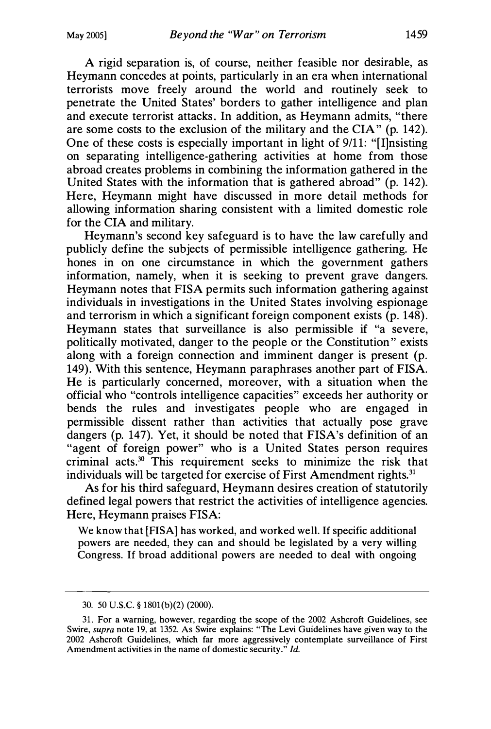A rigid separation is, of course, neither feasible nor desirable, as Heymann concedes at points, particularly in an era when international terrorists move freely around the world and routinely seek to penetrate the United States' borders to gather intelligence and plan and execute terrorist attacks. In addition, as Heymann admits, "there are some costs to the exclusion of the military and the CIA" (p. 142). One of these costs is especially important in light of 9/11: "[I]nsisting on separating intelligence-gathering activities at home from those abroad creates problems in combining the information gathered in the United States with the information that is gathered abroad" (p. 142). Here, Heymann might have discussed in more detail methods for allowing information sharing consistent with a limited domestic role for the CIA and military.

Heymann's second key safeguard is to have the law carefully and publicly define the subjects of permissible intelligence gathering. He hones in on one circumstance in which the government gathers information, namely, when it is seeking to prevent grave dangers. Heymann notes that FISA permits such information gathering against individuals in investigations in the United States involving espionage and terrorism in which a significant foreign component exists (p. 148). Heymann states that surveillance is also permissible if "a severe, politically motivated, danger to the people or the Constitution" exists along with a foreign connection and imminent danger is present (p. 149). With this sentence, Heymann paraphrases another part of FISA. He is particularly concerned, moreover, with a situation when the official who "controls intelligence capacities" exceeds her authority or bends the rules and investigates people who are engaged in permissible dissent rather than activities that actually pose grave dangers (p. 147). Yet, it should be noted that FISA's definition of an "agent of foreign power" who is a United States person requires criminal acts.[30] This requirement seeks to minimize the risk that individuals will be targeted for exercise of First Amendment rights.[31]

As for his third safeguard, Heymann desires creation of statutorily defined legal powers that restrict the activities of intelligence agencies. Here, Heymann praises FISA:

> We know that [FISA] has worked, and worked well. If specific additional powers are needed, they can and should be legislated by a very willing Congress. If broad additional powers are needed to deal with ongoing

---

30. 50 U.S.C. § 1801(b)(2) (2000).

31. For a warning, however, regarding the scope of the 2002 Ashcroft Guidelines, see Swire, *supra* note 19, at 1352. As Swire explains: "The Levi Guidelines have given way to the 2002 Ashcroft Guidelines, which far more aggressively contemplate surveillance of First Amendment activities in the name of domestic security." *Id.*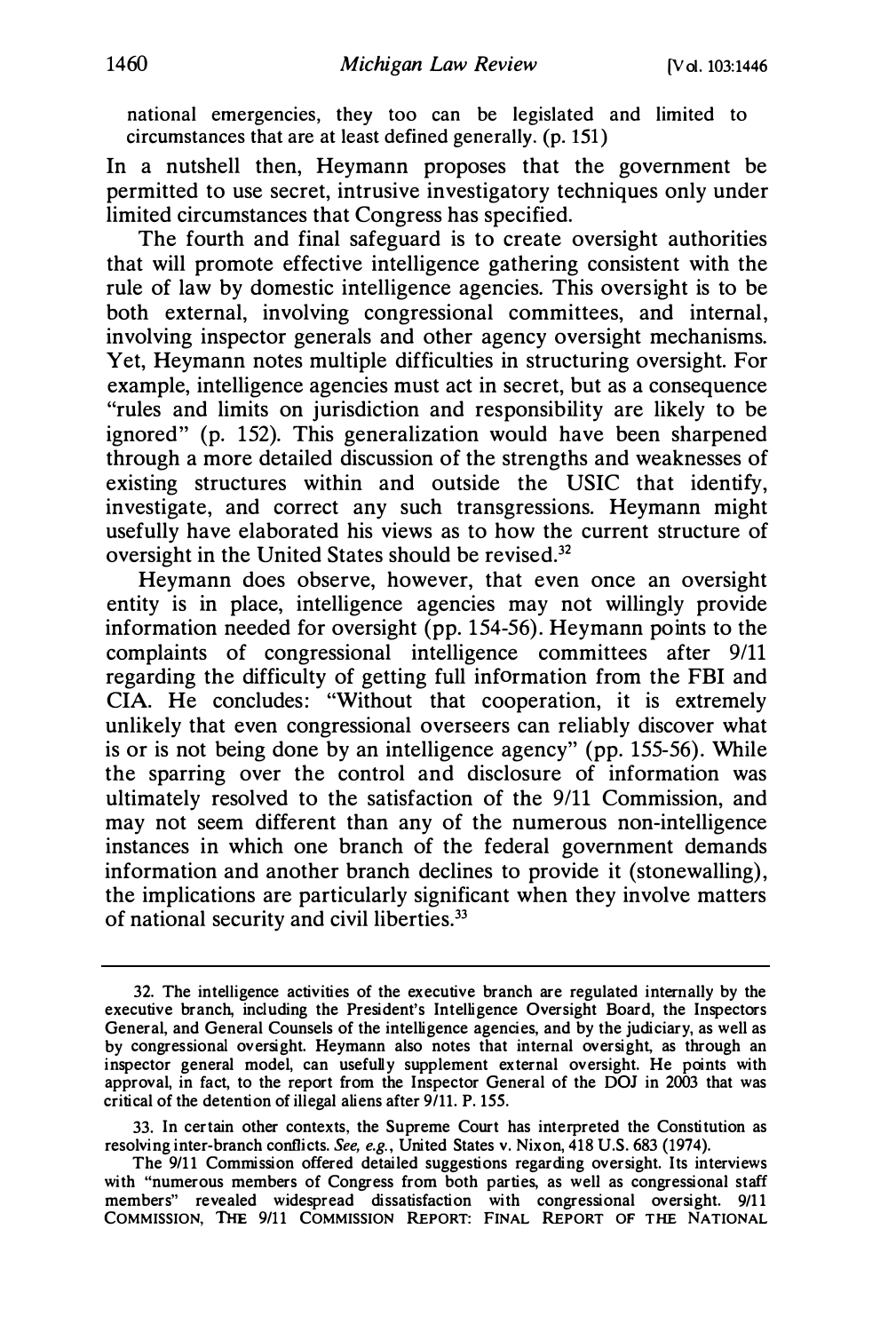national emergencies, they too can be legislated and limited to circumstances that are at least defined generally. (p. 151)

In a nutshell then, Heymann proposes that the government be permitted to use secret, intrusive investigatory techniques only under limited circumstances that Congress has specified.

The fourth and final safeguard is to create oversight authorities that will promote effective intelligence gathering consistent with the rule of law by domestic intelligence agencies. This oversight is to be both external, involving congressional committees, and internal, involving inspector generals and other agency oversight mechanisms. Yet, Heymann notes multiple difficulties in structuring oversight. For example, intelligence agencies must act in secret, but as a consequence "rules and limits on jurisdiction and responsibility are likely to be ignored" (p. 152). This generalization would have been sharpened through a more detailed discussion of the strengths and weaknesses of existing structures within and outside the USIC that identify, investigate, and correct any such transgressions. Heymann might usefully have elaborated his views as to how the current structure of oversight in the United States should be revised.[32]

Heymann does observe, however, that even once an oversight entity is in place, intelligence agencies may not willingly provide information needed for oversight (pp. 154-56). Heymann points to the complaints of congressional intelligence committees after 9/11 regarding the difficulty of getting full information from the FBI and CIA. He concludes: "Without that cooperation, it is extremely unlikely that even congressional overseers can reliably discover what is or is not being done by an intelligence agency" (pp. 155-56). While the sparring over the control and disclosure of information was ultimately resolved to the satisfaction of the 9/11 Commission, and may not seem different than any of the numerous non-intelligence instances in which one branch of the federal government demands information and another branch declines to provide it (stonewalling), the implications are particularly significant when they involve matters of national security and civil liberties.[33]

---

32. The intelligence activities of the executive branch are regulated internally by the executive branch, including the President's Intelligence Oversight Board, the Inspectors General, and General Counsels of the intelligence agencies, and by the judiciary, as well as by congressional oversight. Heymann also notes that internal oversight, as through an inspector general model, can usefully supplement external oversight. He points with approval, in fact, to the report from the Inspector General of the DOJ in 2003 that was critical of the detention of illegal aliens after 9/11. P. 155.

33. In certain other contexts, the Supreme Court has interpreted the Constitution as resolving inter-branch conflicts. *See, e.g.*, United States v. Nixon, 418 U.S. 683 (1974).

The 9/11 Commission offered detailed suggestions regarding oversight. Its interviews with "numerous members of Congress from both parties, as well as congressional staff members" revealed widespread dissatisfaction with congressional oversight. 9/11 COMMISSION, THE 9/11 COMMISSION REPORT: FINAL REPORT OF THE NATIONAL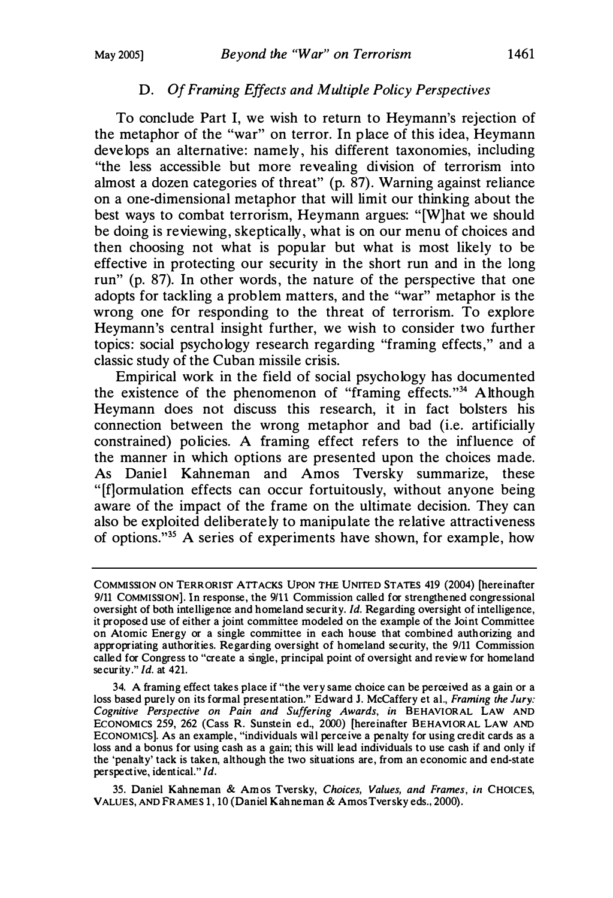### D. *Of Framing Effects and Multiple Policy Perspectives*

To conclude Part I, we wish to return to Heymann's rejection of the metaphor of the "war" on terror. In place of this idea, Heymann develops an alternative: namely, his different taxonomies, including "the less accessible but more revealing division of terrorism into almost a dozen categories of threat" (p. 87). Warning against reliance on a one-dimensional metaphor that will limit our thinking about the best ways to combat terrorism, Heymann argues: "[W]hat we should be doing is reviewing, skeptically, what is on our menu of choices and then choosing not what is popular but what is most likely to be effective in protecting our security in the short run and in the long run" (p. 87). In other words, the nature of the perspective that one adopts for tackling a problem matters, and the "war" metaphor is the wrong one for responding to the threat of terrorism. To explore Heymann's central insight further, we wish to consider two further topics: social psychology research regarding "framing effects," and a classic study of the Cuban missile crisis.

Empirical work in the field of social psychology has documented the existence of the phenomenon of "framing effects."[34] Although Heymann does not discuss this research, it in fact bolsters his connection between the wrong metaphor and bad (i.e. artificially constrained) policies. A framing effect refers to the influence of the manner in which options are presented upon the choices made. As Daniel Kahneman and Amos Tversky summarize, these "[f]ormulation effects can occur fortuitously, without anyone being aware of the impact of the frame on the ultimate decision. They can also be exploited deliberately to manipulate the relative attractiveness of options."[35] A series of experiments have shown, for example, how

---

COMMISSION ON TERRORIST ATTACKS UPON THE UNITED STATES 419 (2004) [hereinafter 9/11 COMMISSION]. In response, the 9/11 Commission called for strengthened congressional oversight of both intelligence and homeland security. *Id.* Regarding oversight of intelligence, it proposed use of either a joint committee modeled on the example of the Joint Committee on Atomic Energy or a single committee in each house that combined authorizing and appropriating authorities. Regarding oversight of homeland security, the 9/11 Commission called for Congress to "create a single, principal point of oversight and review for homeland security." *Id.* at 421.

34. A framing effect takes place if "the very same choice can be perceived as a gain or a loss based purely on its formal presentation." Edward J. McCaffery et al., *Framing the Jury: Cognitive Perspective on Pain and Suffering Awards*, *in* BEHAVIORAL LAW AND ECONOMICS 259, 262 (Cass R. Sunstein ed., 2000) [hereinafter BEHAVIORAL LAW AND ECONOMICS]. As an example, "individuals will perceive a penalty for using credit cards as a loss and a bonus for using cash as a gain; this will lead individuals to use cash if and only if the 'penalty' tack is taken, although the two situations are, from an economic and end-state perspective, identical." *Id.*

35. Daniel Kahneman & Amos Tversky, *Choices, Values, and Frames*, *in* CHOICES, VALUES, AND FRAMES 1, 10 (Daniel Kahneman & Amos Tversky eds., 2000).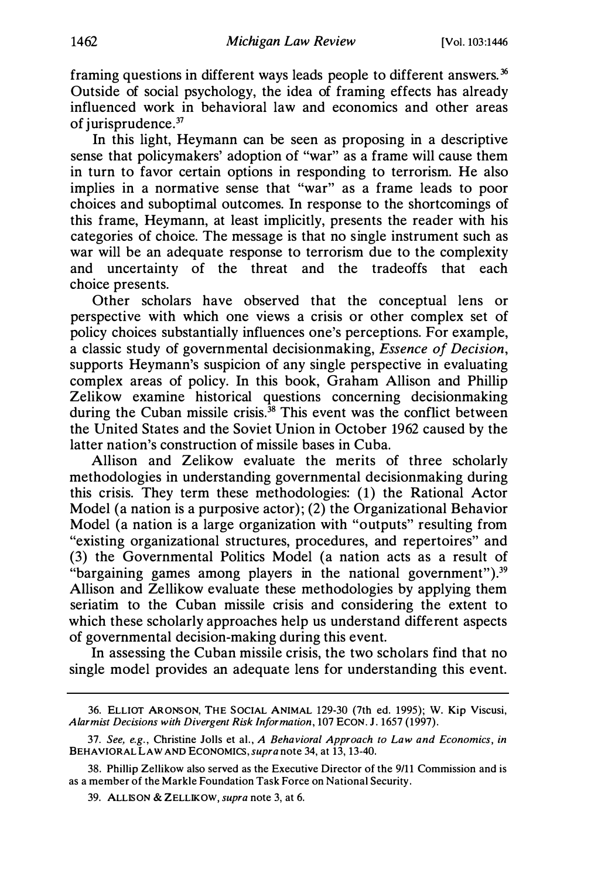framing questions in different ways leads people to different answers.[36] Outside of social psychology, the idea of framing effects has already influenced work in behavioral law and economics and other areas of jurisprudence.[37]

In this light, Heymann can be seen as proposing in a descriptive sense that policymakers' adoption of "war" as a frame will cause them in turn to favor certain options in responding to terrorism. He also implies in a normative sense that "war" as a frame leads to poor choices and suboptimal outcomes. In response to the shortcomings of this frame, Heymann, at least implicitly, presents the reader with his categories of choice. The message is that no single instrument such as war will be an adequate response to terrorism due to the complexity and uncertainty of the threat and the tradeoffs that each choice presents.

Other scholars have observed that the conceptual lens or perspective with which one views a crisis or other complex set of policy choices substantially influences one's perceptions. For example, a classic study of governmental decisionmaking, *Essence of Decision*, supports Heymann's suspicion of any single perspective in evaluating complex areas of policy. In this book, Graham Allison and Phillip Zelikow examine historical questions concerning decisionmaking during the Cuban missile crisis.[38] This event was the conflict between the United States and the Soviet Union in October 1962 caused by the latter nation's construction of missile bases in Cuba.

Allison and Zelikow evaluate the merits of three scholarly methodologies in understanding governmental decisionmaking during this crisis. They term these methodologies: (1) the Rational Actor Model (a nation is a purposive actor); (2) the Organizational Behavior Model (a nation is a large organization with "outputs" resulting from "existing organizational structures, procedures, and repertoires" and (3) the Governmental Politics Model (a nation acts as a result of "bargaining games among players in the national government").[39] Allison and Zellikow evaluate these methodologies by applying them seriatim to the Cuban missile crisis and considering the extent to which these scholarly approaches help us understand different aspects of governmental decision-making during this event.

In assessing the Cuban missile crisis, the two scholars find that no single model provides an adequate lens for understanding this event.

---

36. ELLIOT ARONSON, THE SOCIAL ANIMAL 129-30 (7th ed. 1995); W. Kip Viscusi, *Alarmist Decisions with Divergent Risk Information*, 107 ECON. J. 1657 (1997).

37. *See, e.g.*, Christine Jolls et al., *A Behavioral Approach to Law and Economics*, *in* BEHAVIORAL LAW AND ECONOMICS, *supra* note 34, at 13, 13-40.

38. Phillip Zellikow also served as the Executive Director of the 9/11 Commission and is as a member of the Markle Foundation Task Force on National Security.

39. ALLISON & ZELLIKOW, *supra* note 3, at 6.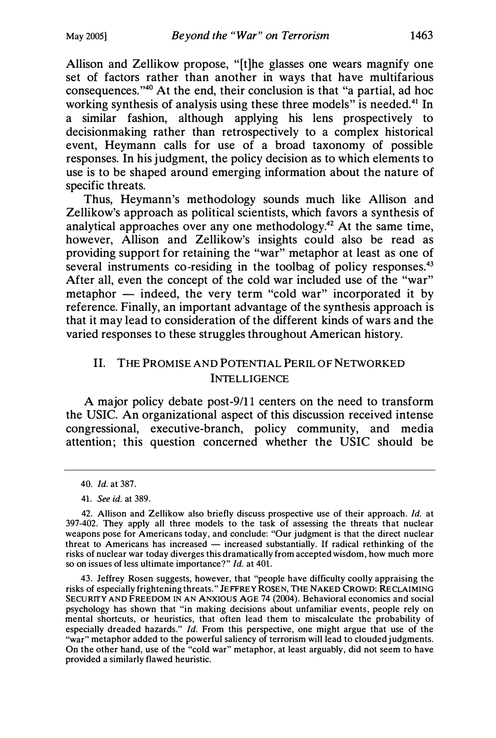Allison and Zellikow propose, "[t]he glasses one wears magnify one set of factors rather than another in ways that have multifarious consequences."[40] At the end, their conclusion is that "a partial, ad hoc working synthesis of analysis using these three models" is needed.[41] In a similar fashion, although applying his lens prospectively to decisionmaking rather than retrospectively to a complex historical event, Heymann calls for use of a broad taxonomy of possible responses. In his judgment, the policy decision as to which elements to use is to be shaped around emerging information about the nature of specific threats.

Thus, Heymann's methodology sounds much like Allison and Zellikow's approach as political scientists, which favors a synthesis of analytical approaches over any one methodology.[42] At the same time, however, Allison and Zellikow's insights could also be read as providing support for retaining the "war" metaphor at least as one of several instruments co-residing in the toolbag of policy responses.[43] After all, even the concept of the cold war included use of the "war" metaphor — indeed, the very term "cold war" incorporated it by reference. Finally, an important advantage of the synthesis approach is that it may lead to consideration of the different kinds of wars and the varied responses to these struggles throughout American history.

## II. The Promise and Potential Peril of Networked Intelligence

A major policy debate post-9/11 centers on the need to transform the USIC. An organizational aspect of this discussion received intense congressional, executive-branch, policy community, and media attention; this question concerned whether the USIC should be

---

40. *Id.* at 387.

41. *See id.* at 389.

42. Allison and Zellikow also briefly discuss prospective use of their approach. *Id.* at 397-402. They apply all three models to the task of assessing the threats that nuclear weapons pose for Americans today, and conclude: "Our judgment is that the direct nuclear threat to Americans has increased — increased substantially. If radical rethinking of the risks of nuclear war today diverges this dramatically from accepted wisdom, how much more so on issues of less ultimate importance?" *Id.* at 401.

43. Jeffrey Rosen suggests, however, that "people have difficulty coolly appraising the risks of especially frightening threats." JEFFREY ROSEN, THE NAKED CROWD: RECLAIMING SECURITY AND FREEDOM IN AN ANXIOUS AGE 74 (2004). Behavioral economics and social psychology has shown that "in making decisions about unfamiliar events, people rely on mental shortcuts, or heuristics, that often lead them to miscalculate the probability of especially dreaded hazards." *Id.* From this perspective, one might argue that use of the "war" metaphor added to the powerful saliency of terrorism will lead to clouded judgments. On the other hand, use of the "cold war" metaphor, at least arguably, did not seem to have provided a similarly flawed heuristic.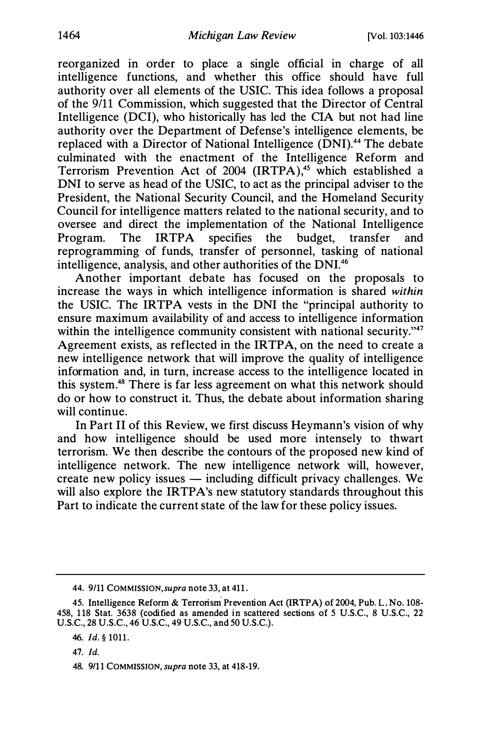reorganized in order to place a single official in charge of all intelligence functions, and whether this office should have full authority over all elements of the USIC. This idea follows a proposal of the 9/11 Commission, which suggested that the Director of Central Intelligence (DCI), who historically has led the CIA but not had line authority over the Department of Defense's intelligence elements, be replaced with a Director of National Intelligence (DNI).[44] The debate culminated with the enactment of the Intelligence Reform and Terrorism Prevention Act of 2004 (IRTPA),[45] which established a DNI to serve as head of the USIC, to act as the principal adviser to the President, the National Security Council, and the Homeland Security Council for intelligence matters related to the national security, and to oversee and direct the implementation of the National Intelligence Program. The IRTPA specifies the budget, transfer and reprogramming of funds, transfer of personnel, tasking of national intelligence, analysis, and other authorities of the DNI.[46]

Another important debate has focused on the proposals to increase the ways in which intelligence information is shared *within* the USIC. The IRTPA vests in the DNI the "principal authority to ensure maximum availability of and access to intelligence information within the intelligence community consistent with national security."[47] Agreement exists, as reflected in the IRTPA, on the need to create a new intelligence network that will improve the quality of intelligence information and, in turn, increase access to the intelligence located in this system.[48] There is far less agreement on what this network should do or how to construct it. Thus, the debate about information sharing will continue.

In Part II of this Review, we first discuss Heymann's vision of why and how intelligence should be used more intensely to thwart terrorism. We then describe the contours of the proposed new kind of intelligence network. The new intelligence network will, however, create new policy issues — including difficult privacy challenges. We will also explore the IRTPA's new statutory standards throughout this Part to indicate the current state of the law for these policy issues.

---

44. 9/11 COMMISSION, *supra* note 33, at 411.

45. Intelligence Reform & Terrorism Prevention Act (IRTPA) of 2004, Pub. L. No. 108-458, 118 Stat. 3638 (codified as amended in scattered sections of 5 U.S.C., 8 U.S.C., 22 U.S.C., 28 U.S.C., 46 U.S.C., 49 U.S.C., and 50 U.S.C.).

46. *Id.* § 1011.

47. *Id.*

48. 9/11 COMMISSION, *supra* note 33, at 418-19.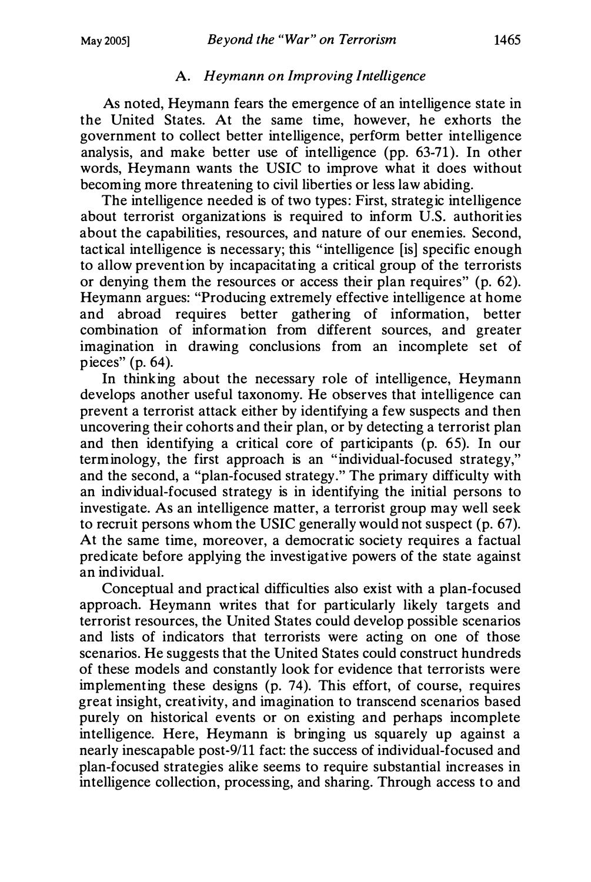### A. *Heymann on Improving Intelligence*

As noted, Heymann fears the emergence of an intelligence state in the United States. At the same time, however, he exhorts the government to collect better intelligence, perform better intelligence analysis, and make better use of intelligence (pp. 63-71). In other words, Heymann wants the USIC to improve what it does without becoming more threatening to civil liberties or less law abiding.

The intelligence needed is of two types: First, strategic intelligence about terrorist organizations is required to inform U.S. authorities about the capabilities, resources, and nature of our enemies. Second, tactical intelligence is necessary; this "intelligence [is] specific enough to allow prevention by incapacitating a critical group of the terrorists or denying them the resources or access their plan requires" (p. 62). Heymann argues: "Producing extremely effective intelligence at home and abroad requires better gathering of information, better combination of information from different sources, and greater imagination in drawing conclusions from an incomplete set of pieces" (p. 64).

In thinking about the necessary role of intelligence, Heymann develops another useful taxonomy. He observes that intelligence can prevent a terrorist attack either by identifying a few suspects and then uncovering their cohorts and their plan, or by detecting a terrorist plan and then identifying a critical core of participants (p. 65). In our terminology, the first approach is an "individual-focused strategy," and the second, a "plan-focused strategy." The primary difficulty with an individual-focused strategy is in identifying the initial persons to investigate. As an intelligence matter, a terrorist group may well seek to recruit persons whom the USIC generally would not suspect (p. 67). At the same time, moreover, a democratic society requires a factual predicate before applying the investigative powers of the state against an individual.

Conceptual and practical difficulties also exist with a plan-focused approach. Heymann writes that for particularly likely targets and terrorist resources, the United States could develop possible scenarios and lists of indicators that terrorists were acting on one of those scenarios. He suggests that the United States could construct hundreds of these models and constantly look for evidence that terrorists were implementing these designs (p. 74). This effort, of course, requires great insight, creativity, and imagination to transcend scenarios based purely on historical events or on existing and perhaps incomplete intelligence. Here, Heymann is bringing us squarely up against a nearly inescapable post-9/11 fact: the success of individual-focused and plan-focused strategies alike seems to require substantial increases in intelligence collection, processing, and sharing. Through access to and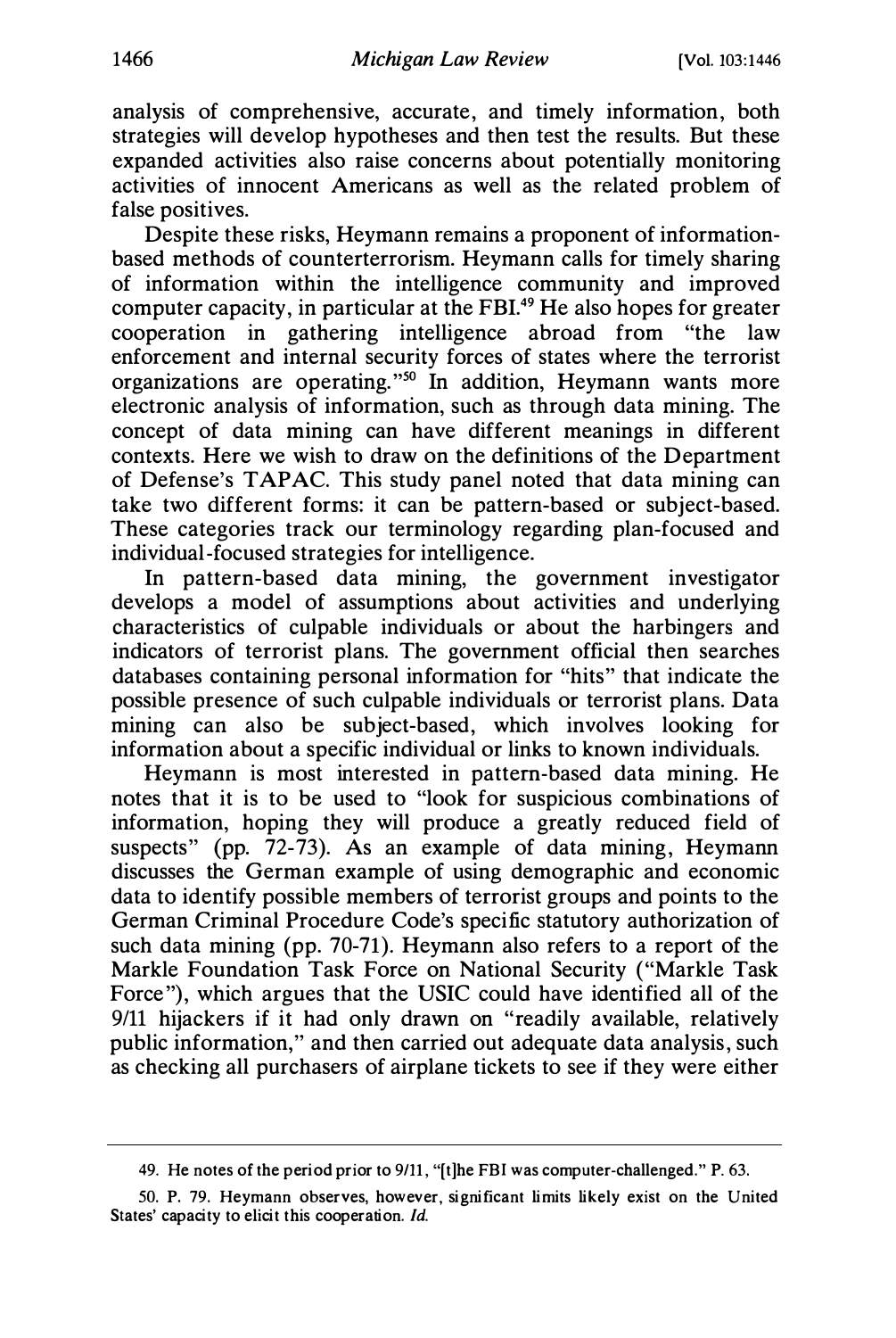analysis of comprehensive, accurate, and timely information, both strategies will develop hypotheses and then test the results. But these expanded activities also raise concerns about potentially monitoring activities of innocent Americans as well as the related problem of false positives.

Despite these risks, Heymann remains a proponent of information-based methods of counterterrorism. Heymann calls for timely sharing of information within the intelligence community and improved computer capacity, in particular at the FBI.[49] He also hopes for greater cooperation in gathering intelligence abroad from "the law enforcement and internal security forces of states where the terrorist organizations are operating."[50] In addition, Heymann wants more electronic analysis of information, such as through data mining. The concept of data mining can have different meanings in different contexts. Here we wish to draw on the definitions of the Department of Defense's TAPAC. This study panel noted that data mining can take two different forms: it can be pattern-based or subject-based. These categories track our terminology regarding plan-focused and individual-focused strategies for intelligence.

In pattern-based data mining, the government investigator develops a model of assumptions about activities and underlying characteristics of culpable individuals or about the harbingers and indicators of terrorist plans. The government official then searches databases containing personal information for "hits" that indicate the possible presence of such culpable individuals or terrorist plans. Data mining can also be subject-based, which involves looking for information about a specific individual or links to known individuals.

Heymann is most interested in pattern-based data mining. He notes that it is to be used to "look for suspicious combinations of information, hoping they will produce a greatly reduced field of suspects" (pp. 72-73). As an example of data mining, Heymann discusses the German example of using demographic and economic data to identify possible members of terrorist groups and points to the German Criminal Procedure Code's specific statutory authorization of such data mining (pp. 70-71). Heymann also refers to a report of the Markle Foundation Task Force on National Security ("Markle Task Force"), which argues that the USIC could have identified all of the 9/11 hijackers if it had only drawn on "readily available, relatively public information," and then carried out adequate data analysis, such as checking all purchasers of airplane tickets to see if they were either

49. He notes of the period prior to 9/11, "[t]he FBI was computer-challenged." P. 63.

50. P. 79. Heymann observes, however, significant limits likely exist on the United States' capacity to elicit this cooperation. *Id.*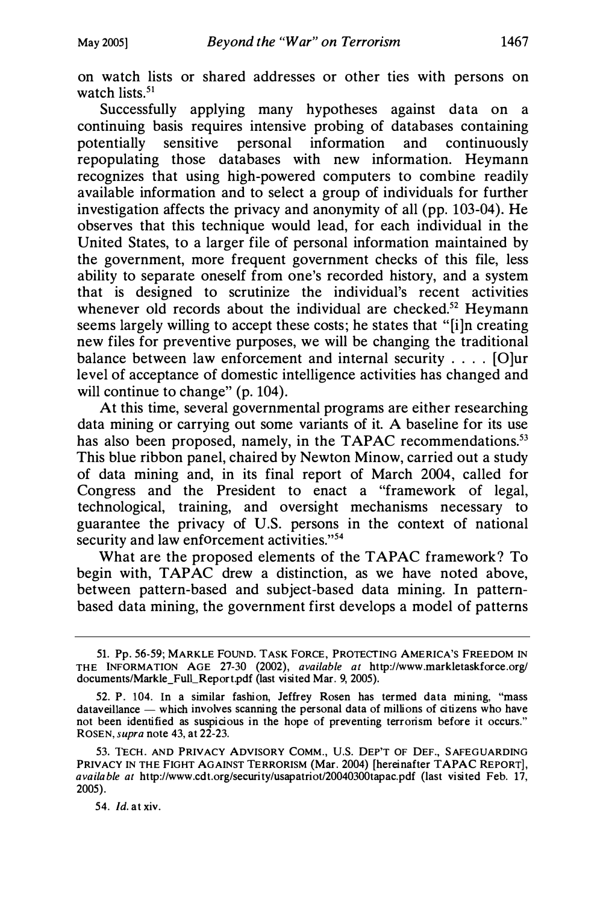on watch lists or shared addresses or other ties with persons on watch lists.[51]

Successfully applying many hypotheses against data on a continuing basis requires intensive probing of databases containing potentially sensitive personal information and continuously repopulating those databases with new information. Heymann recognizes that using high-powered computers to combine readily available information and to select a group of individuals for further investigation affects the privacy and anonymity of all (pp. 103-04). He observes that this technique would lead, for each individual in the United States, to a larger file of personal information maintained by the government, more frequent government checks of this file, less ability to separate oneself from one's recorded history, and a system that is designed to scrutinize the individual's recent activities whenever old records about the individual are checked.[52] Heymann seems largely willing to accept these costs; he states that "[i]n creating new files for preventive purposes, we will be changing the traditional balance between law enforcement and internal security . . . . [O]ur level of acceptance of domestic intelligence activities has changed and will continue to change" (p. 104).

At this time, several governmental programs are either researching data mining or carrying out some variants of it. A baseline for its use has also been proposed, namely, in the TAPAC recommendations.[53] This blue ribbon panel, chaired by Newton Minow, carried out a study of data mining and, in its final report of March 2004, called for Congress and the President to enact a "framework of legal, technological, training, and oversight mechanisms necessary to guarantee the privacy of U.S. persons in the context of national security and law enforcement activities."[54]

What are the proposed elements of the TAPAC framework? To begin with, TAPAC drew a distinction, as we have noted above, between pattern-based and subject-based data mining. In pattern-based data mining, the government first develops a model of patterns

---

51. Pp. 56-59; MARKLE FOUND. TASK FORCE, PROTECTING AMERICA'S FREEDOM IN THE INFORMATION AGE 27-30 (2002), *available at* http://www.markletaskforce.org/documents/Markle_Full_Report.pdf (last visited Mar. 9, 2005).

52. P. 104. In a similar fashion, Jeffrey Rosen has termed data mining, "mass dataveillance — which involves scanning the personal data of millions of citizens who have not been identified as suspicious in the hope of preventing terrorism before it occurs." ROSEN, *supra* note 43, at 22-23.

53. TECH. AND PRIVACY ADVISORY COMM., U.S. DEP'T OF DEF., SAFEGUARDING PRIVACY IN THE FIGHT AGAINST TERRORISM (Mar. 2004) [hereinafter TAPAC REPORT], *available at* http://www.cdt.org/security/usapatriot/20040300tapac.pdf (last visited Feb. 17, 2005).

54. *Id.* at xiv.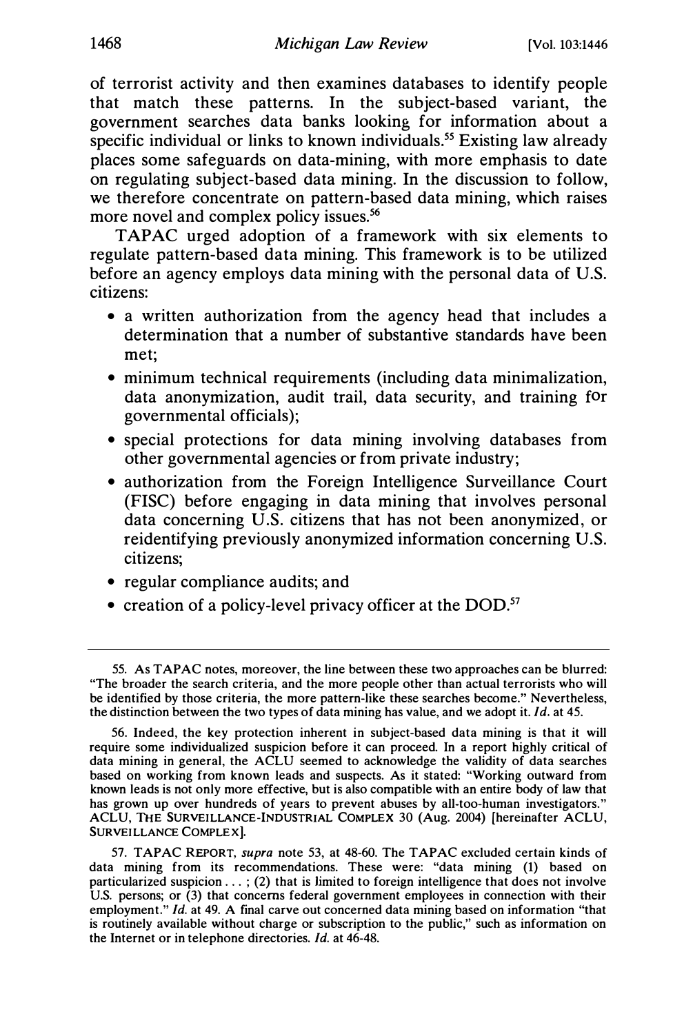of terrorist activity and then examines databases to identify people that match these patterns. In the subject-based variant, the government searches data banks looking for information about a specific individual or links to known individuals.[55] Existing law already places some safeguards on data-mining, with more emphasis to date on regulating subject-based data mining. In the discussion to follow, we therefore concentrate on pattern-based data mining, which raises more novel and complex policy issues.[56]

TAPAC urged adoption of a framework with six elements to regulate pattern-based data mining. This framework is to be utilized before an agency employs data mining with the personal data of U.S. citizens:

- a written authorization from the agency head that includes a determination that a number of substantive standards have been met;
- minimum technical requirements (including data minimalization, data anonymization, audit trail, data security, and training for governmental officials);
- special protections for data mining involving databases from other governmental agencies or from private industry;
- authorization from the Foreign Intelligence Surveillance Court (FISC) before engaging in data mining that involves personal data concerning U.S. citizens that has not been anonymized, or reidentifying previously anonymized information concerning U.S. citizens;
- regular compliance audits; and
- creation of a policy-level privacy officer at the DOD.[57]

---

55. As TAPAC notes, moreover, the line between these two approaches can be blurred: "The broader the search criteria, and the more people other than actual terrorists who will be identified by those criteria, the more pattern-like these searches become." Nevertheless, the distinction between the two types of data mining has value, and we adopt it. *Id.* at 45.

56. Indeed, the key protection inherent in subject-based data mining is that it will require some individualized suspicion before it can proceed. In a report highly critical of data mining in general, the ACLU seemed to acknowledge the validity of data searches based on working from known leads and suspects. As it stated: "Working outward from known leads is not only more effective, but is also compatible with an entire body of law that has grown up over hundreds of years to prevent abuses by all-too-human investigators." ACLU, THE SURVEILLANCE-INDUSTRIAL COMPLEX 30 (Aug. 2004) [hereinafter ACLU, SURVEILLANCE COMPLEX].

57. TAPAC REPORT, *supra* note 53, at 48-60. The TAPAC excluded certain kinds of data mining from its recommendations. These were: "data mining (1) based on particularized suspicion . . . ; (2) that is limited to foreign intelligence that does not involve U.S. persons; or (3) that concerns federal government employees in connection with their employment." *Id.* at 49. A final carve out concerned data mining based on information "that is routinely available without charge or subscription to the public," such as information on the Internet or in telephone directories. *Id.* at 46-48.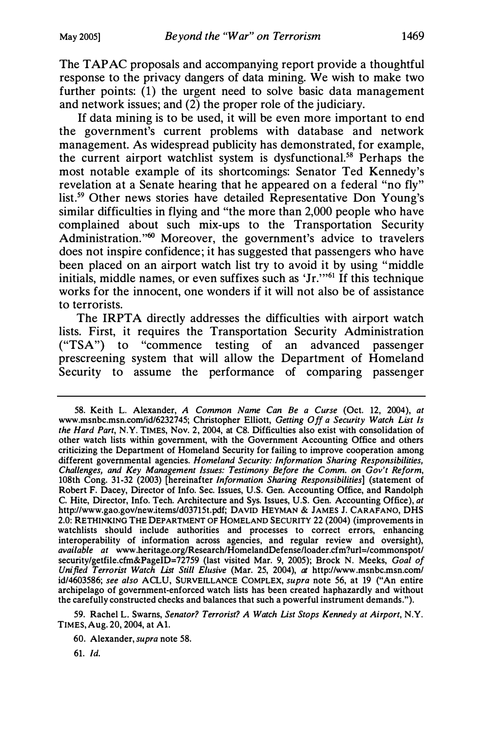The TAPAC proposals and accompanying report provide a thoughtful response to the privacy dangers of data mining. We wish to make two further points: (1) the urgent need to solve basic data management and network issues; and (2) the proper role of the judiciary.

If data mining is to be used, it will be even more important to end the government's current problems with database and network management. As widespread publicity has demonstrated, for example, the current airport watchlist system is dysfunctional.[58] Perhaps the most notable example of its shortcomings: Senator Ted Kennedy's revelation at a Senate hearing that he appeared on a federal "no fly" list.[59] Other news stories have detailed Representative Don Young's similar difficulties in flying and "the more than 2,000 people who have complained about such mix-ups to the Transportation Security Administration."[60] Moreover, the government's advice to travelers does not inspire confidence; it has suggested that passengers who have been placed on an airport watch list try to avoid it by using "middle initials, middle names, or even suffixes such as 'Jr.'"[61] If this technique works for the innocent, one wonders if it will not also be of assistance to terrorists.

The IRPTA directly addresses the difficulties with airport watch lists. First, it requires the Transportation Security Administration ("TSA") to "commence testing of an advanced passenger prescreening system that will allow the Department of Homeland Security to assume the performance of comparing passenger

---

58. Keith L. Alexander, *A Common Name Can Be a Curse* (Oct. 12, 2004), *at* www.msnbc.msn.com/id/6232745; Christopher Elliott, *Getting Off a Security Watch List Is the Hard Part*, N.Y. TIMES, Nov. 2, 2004, at C8. Difficulties also exist with consolidation of other watch lists within government, with the Government Accounting Office and others criticizing the Department of Homeland Security for failing to improve cooperation among different governmental agencies. *Homeland Security: Information Sharing Responsibilities, Challenges, and Key Management Issues: Testimony Before the Comm. on Gov't Reform*, 108th Cong. 31-32 (2003) [hereinafter *Information Sharing Responsibilities*] (statement of Robert F. Dacey, Director of Info. Sec. Issues, U.S. Gen. Accounting Office, and Randolph C. Hite, Director, Info. Tech. Architecture and Sys. Issues, U.S. Gen. Accounting Office), *at* http://www.gao.gov/new.items/d03715t.pdf; DAVID HEYMAN & JAMES J. CARAFANO, DHS 2.0: RETHINKING THE DEPARTMENT OF HOMELAND SECURITY 22 (2004) (improvements in watchlists should include authorities and processes to correct errors, enhancing interoperability of information across agencies, and regular review and oversight), *available at* www.heritage.org/Research/HomelandDefense/loader.cfm?url=/commonspot/security/getfile.cfm&PageID=72759 (last visited Mar. 9, 2005); Brock N. Meeks, *Goal of Unified Terrorist Watch List Still Elusive* (Mar. 25, 2004), *at* http://www.msnbc.msn.com/id/4603586; *see also* ACLU, SURVEILLANCE COMPLEX, *supra* note 56, at 19 ("An entire archipelago of government-enforced watch lists has been created haphazardly and without the carefully constructed checks and balances that such a powerful instrument demands.").

59. Rachel L. Swarns, *Senator? Terrorist? A Watch List Stops Kennedy at Airport*, N.Y. TIMES, Aug. 20, 2004, at A1.

60. Alexander, *supra* note 58.

61. *Id.*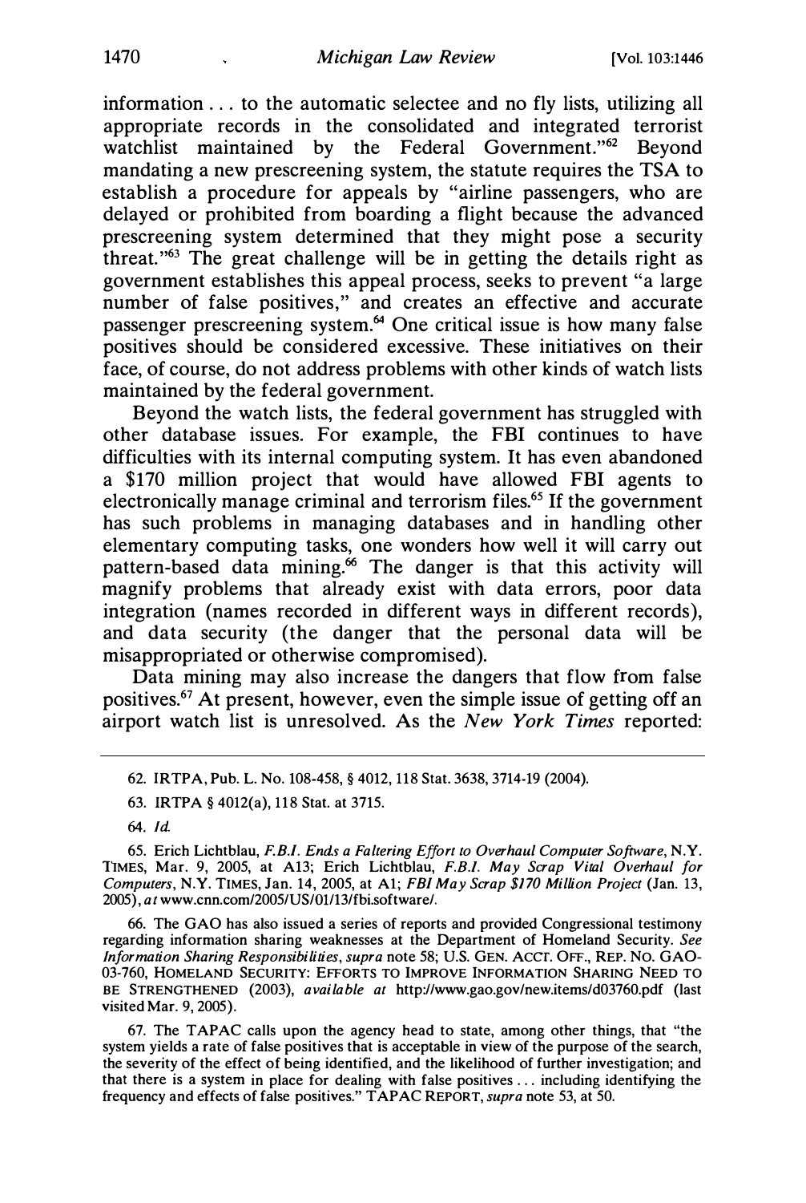information . . . to the automatic selectee and no fly lists, utilizing all appropriate records in the consolidated and integrated terrorist watchlist maintained by the Federal Government."[62] Beyond mandating a new prescreening system, the statute requires the TSA to establish a procedure for appeals by "airline passengers, who are delayed or prohibited from boarding a flight because the advanced prescreening system determined that they might pose a security threat."[63] The great challenge will be in getting the details right as government establishes this appeal process, seeks to prevent "a large number of false positives," and creates an effective and accurate passenger prescreening system.[64] One critical issue is how many false positives should be considered excessive. These initiatives on their face, of course, do not address problems with other kinds of watch lists maintained by the federal government.

Beyond the watch lists, the federal government has struggled with other database issues. For example, the FBI continues to have difficulties with its internal computing system. It has even abandoned a $170 million project that would have allowed FBI agents to electronically manage criminal and terrorism files.[65] If the government has such problems in managing databases and in handling other elementary computing tasks, one wonders how well it will carry out pattern-based data mining.[66] The danger is that this activity will magnify problems that already exist with data errors, poor data integration (names recorded in different ways in different records), and data security (the danger that the personal data will be misappropriated or otherwise compromised).

Data mining may also increase the dangers that flow from false positives.[67] At present, however, even the simple issue of getting off an airport watch list is unresolved. As the *New York Times* reported:

---

62. IRTPA, Pub. L. No. 108-458, § 4012, 118 Stat. 3638, 3714-19 (2004).

63. IRTPA § 4012(a), 118 Stat. at 3715.

64. *Id.*

65. Erich Lichtblau, *F.B.I. Ends a Faltering Effort to Overhaul Computer Software*, N.Y. TIMES, Mar. 9, 2005, at A13; Erich Lichtblau, *F.B.I. May Scrap Vital Overhaul for Computers*, N.Y. TIMES, Jan. 14, 2005, at A1; *FBI May Scrap $170 Million Project* (Jan. 13, 2005), *at* www.cnn.com/2005/US/01/13/fbi.software/.

66. The GAO has also issued a series of reports and provided Congressional testimony regarding information sharing weaknesses at the Department of Homeland Security. *See Information Sharing Responsibilities*, *supra* note 58; U.S. GEN. ACCT. OFF., REP. NO. GAO-03-760, HOMELAND SECURITY: EFFORTS TO IMPROVE INFORMATION SHARING NEED TO BE STRENGTHENED (2003), *available at* http://www.gao.gov/new.items/d03760.pdf (last visited Mar. 9, 2005).

67. The TAPAC calls upon the agency head to state, among other things, that "the system yields a rate of false positives that is acceptable in view of the purpose of the search, the severity of the effect of being identified, and the likelihood of further investigation; and that there is a system in place for dealing with false positives . . . including identifying the frequency and effects of false positives." TAPAC REPORT, *supra* note 53, at 50.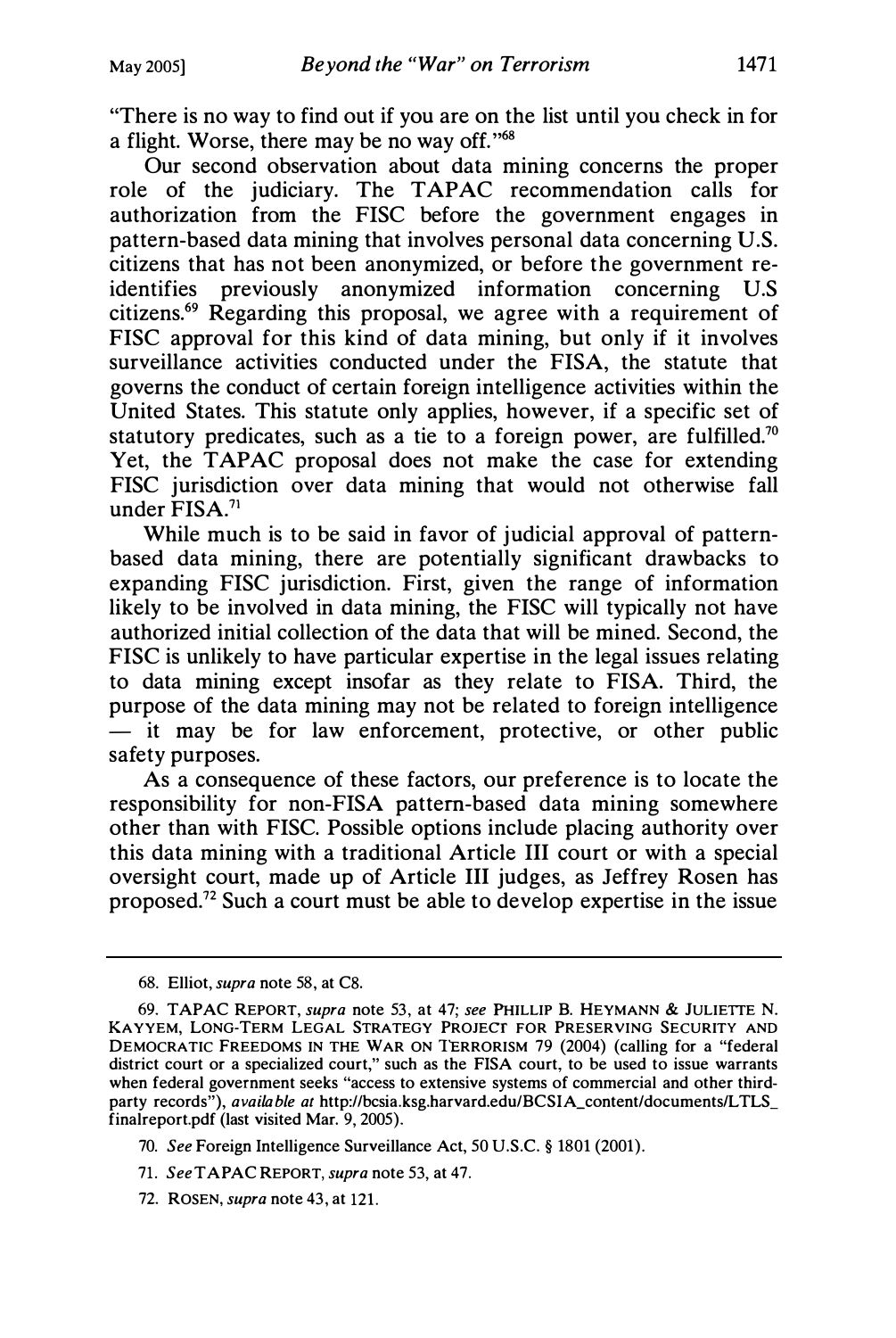"There is no way to find out if you are on the list until you check in for a flight. Worse, there may be no way off."[68]

Our second observation about data mining concerns the proper role of the judiciary. The TAPAC recommendation calls for authorization from the FISC before the government engages in pattern-based data mining that involves personal data concerning U.S. citizens that has not been anonymized, or before the government re-identifies previously anonymized information concerning U.S citizens.[69] Regarding this proposal, we agree with a requirement of FISC approval for this kind of data mining, but only if it involves surveillance activities conducted under the FISA, the statute that governs the conduct of certain foreign intelligence activities within the United States. This statute only applies, however, if a specific set of statutory predicates, such as a tie to a foreign power, are fulfilled.[70] Yet, the TAPAC proposal does not make the case for extending FISC jurisdiction over data mining that would not otherwise fall under FISA.[71]

While much is to be said in favor of judicial approval of pattern-based data mining, there are potentially significant drawbacks to expanding FISC jurisdiction. First, given the range of information likely to be involved in data mining, the FISC will typically not have authorized initial collection of the data that will be mined. Second, the FISC is unlikely to have particular expertise in the legal issues relating to data mining except insofar as they relate to FISA. Third, the purpose of the data mining may not be related to foreign intelligence — it may be for law enforcement, protective, or other public safety purposes.

As a consequence of these factors, our preference is to locate the responsibility for non-FISA pattern-based data mining somewhere other than with FISC. Possible options include placing authority over this data mining with a traditional Article III court or with a special oversight court, made up of Article III judges, as Jeffrey Rosen has proposed.[72] Such a court must be able to develop expertise in the issue

---

68. Elliot, *supra* note 58, at C8.

69. TAPAC REPORT, *supra* note 53, at 47; *see* PHILLIP B. HEYMANN & JULIETTE N. KAYYEM, LONG-TERM LEGAL STRATEGY PROJECT FOR PRESERVING SECURITY AND DEMOCRATIC FREEDOMS IN THE WAR ON TERRORISM 79 (2004) (calling for a "federal district court or a specialized court," such as the FISA court, to be used to issue warrants when federal government seeks "access to extensive systems of commercial and other third-party records"), *available at* http://bcsia.ksg.harvard.edu/BCSIA_content/documents/LTLS_finalreport.pdf (last visited Mar. 9, 2005).

70. *See* Foreign Intelligence Surveillance Act, 50 U.S.C. § 1801 (2001).

71. *See* TAPAC REPORT, *supra* note 53, at 47.

72. ROSEN, *supra* note 43, at 121.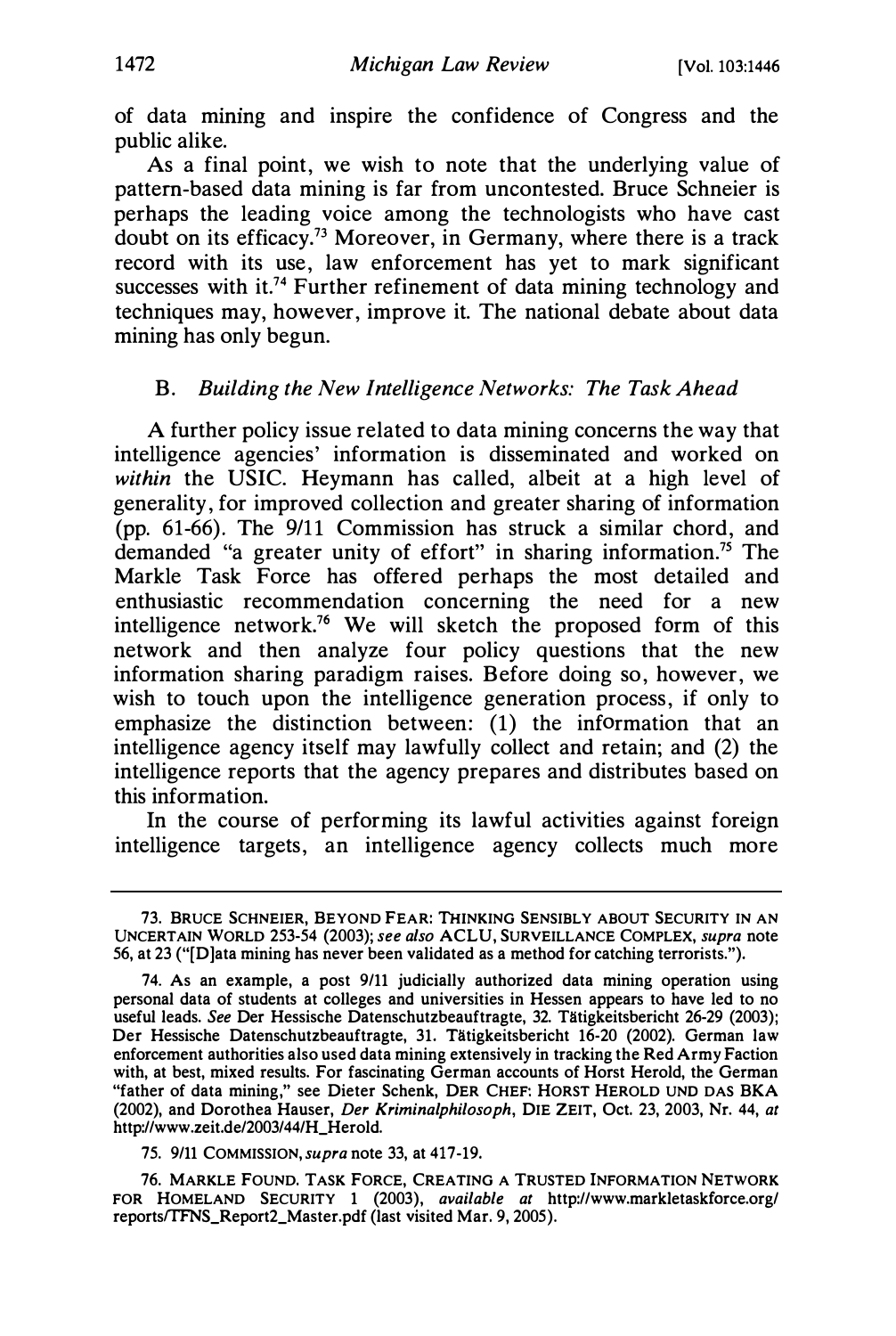of data mining and inspire the confidence of Congress and the public alike.

As a final point, we wish to note that the underlying value of pattern-based data mining is far from uncontested. Bruce Schneier is perhaps the leading voice among the technologists who have cast doubt on its efficacy.[73] Moreover, in Germany, where there is a track record with its use, law enforcement has yet to mark significant successes with it.[74] Further refinement of data mining technology and techniques may, however, improve it. The national debate about data mining has only begun.

### B. *Building the New Intelligence Networks: The Task Ahead*

A further policy issue related to data mining concerns the way that intelligence agencies' information is disseminated and worked on *within* the USIC. Heymann has called, albeit at a high level of generality, for improved collection and greater sharing of information (pp. 61-66). The 9/11 Commission has struck a similar chord, and demanded "a greater unity of effort" in sharing information.[75] The Markle Task Force has offered perhaps the most detailed and enthusiastic recommendation concerning the need for a new intelligence network.[76] We will sketch the proposed form of this network and then analyze four policy questions that the new information sharing paradigm raises. Before doing so, however, we wish to touch upon the intelligence generation process, if only to emphasize the distinction between: (1) the information that an intelligence agency itself may lawfully collect and retain; and (2) the intelligence reports that the agency prepares and distributes based on this information.

In the course of performing its lawful activities against foreign intelligence targets, an intelligence agency collects much more

---

73. BRUCE SCHNEIER, BEYOND FEAR: THINKING SENSIBLY ABOUT SECURITY IN AN UNCERTAIN WORLD 253-54 (2003); *see also* ACLU, SURVEILLANCE COMPLEX, *supra* note 56, at 23 ("[D]ata mining has never been validated as a method for catching terrorists.").

74. As an example, a post 9/11 judicially authorized data mining operation using personal data of students at colleges and universities in Hessen appears to have led to no useful leads. *See* Der Hessische Datenschutzbeauftragte, 32. Tätigkeitsbericht 26-29 (2003); Der Hessische Datenschutzbeauftragte, 31. Tätigkeitsbericht 16-20 (2002). German law enforcement authorities also used data mining extensively in tracking the Red Army Faction with, at best, mixed results. For fascinating German accounts of Horst Herold, the German "father of data mining," see Dieter Schenk, DER CHEF: HORST HEROLD UND DAS BKA (2002), and Dorothea Hauser, *Der Kriminalphilosoph*, DIE ZEIT, Oct. 23, 2003, Nr. 44, *at* http://www.zeit.de/2003/44/H_Herold.

75. 9/11 COMMISSION, *supra* note 33, at 417-19.

76. MARKLE FOUND. TASK FORCE, CREATING A TRUSTED INFORMATION NETWORK FOR HOMELAND SECURITY 1 (2003), *available at* http://www.markletaskforce.org/reports/TFNS_Report2_Master.pdf (last visited Mar. 9, 2005).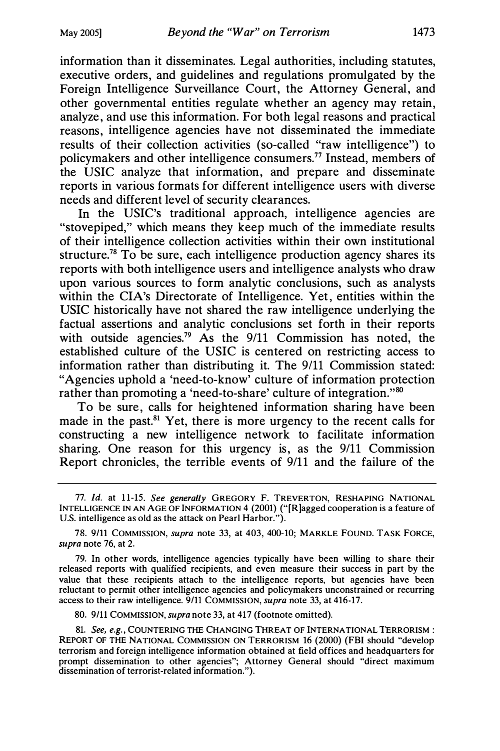information than it disseminates. Legal authorities, including statutes, executive orders, and guidelines and regulations promulgated by the Foreign Intelligence Surveillance Court, the Attorney General, and other governmental entities regulate whether an agency may retain, analyze, and use this information. For both legal reasons and practical reasons, intelligence agencies have not disseminated the immediate results of their collection activities (so-called "raw intelligence") to policymakers and other intelligence consumers.[77] Instead, members of the USIC analyze that information, and prepare and disseminate reports in various formats for different intelligence users with diverse needs and different level of security clearances.

In the USIC's traditional approach, intelligence agencies are "stovepiped," which means they keep much of the immediate results of their intelligence collection activities within their own institutional structure.[78] To be sure, each intelligence production agency shares its reports with both intelligence users and intelligence analysts who draw upon various sources to form analytic conclusions, such as analysts within the CIA's Directorate of Intelligence. Yet, entities within the USIC historically have not shared the raw intelligence underlying the factual assertions and analytic conclusions set forth in their reports with outside agencies.[79] As the 9/11 Commission has noted, the established culture of the USIC is centered on restricting access to information rather than distributing it. The 9/11 Commission stated: "Agencies uphold a 'need-to-know' culture of information protection rather than promoting a 'need-to-share' culture of integration."[80]

To be sure, calls for heightened information sharing have been made in the past.[81] Yet, there is more urgency to the recent calls for constructing a new intelligence network to facilitate information sharing. One reason for this urgency is, as the 9/11 Commission Report chronicles, the terrible events of 9/11 and the failure of the

---

77. *Id.* at 11-15. *See generally* GREGORY F. TREVERTON, RESHAPING NATIONAL INTELLIGENCE IN AN AGE OF INFORMATION 4 (2001) ("[R]agged cooperation is a feature of U.S. intelligence as old as the attack on Pearl Harbor.").

78. 9/11 COMMISSION, *supra* note 33, at 403, 400-10; MARKLE FOUND. TASK FORCE, *supra* note 76, at 2.

79. In other words, intelligence agencies typically have been willing to share their released reports with qualified recipients, and even measure their success in part by the value that these recipients attach to the intelligence reports, but agencies have been reluctant to permit other intelligence agencies and policymakers unconstrained or recurring access to their raw intelligence. 9/11 COMMISSION, *supra* note 33, at 416-17.

80. 9/11 COMMISSION, *supra* note 33, at 417 (footnote omitted).

81. *See, e.g.*, COUNTERING THE CHANGING THREAT OF INTERNATIONAL TERRORISM : REPORT OF THE NATIONAL COMMISSION ON TERRORISM 16 (2000) (FBI should "develop terrorism and foreign intelligence information obtained at field offices and headquarters for prompt dissemination to other agencies"; Attorney General should "direct maximum dissemination of terrorist-related information.").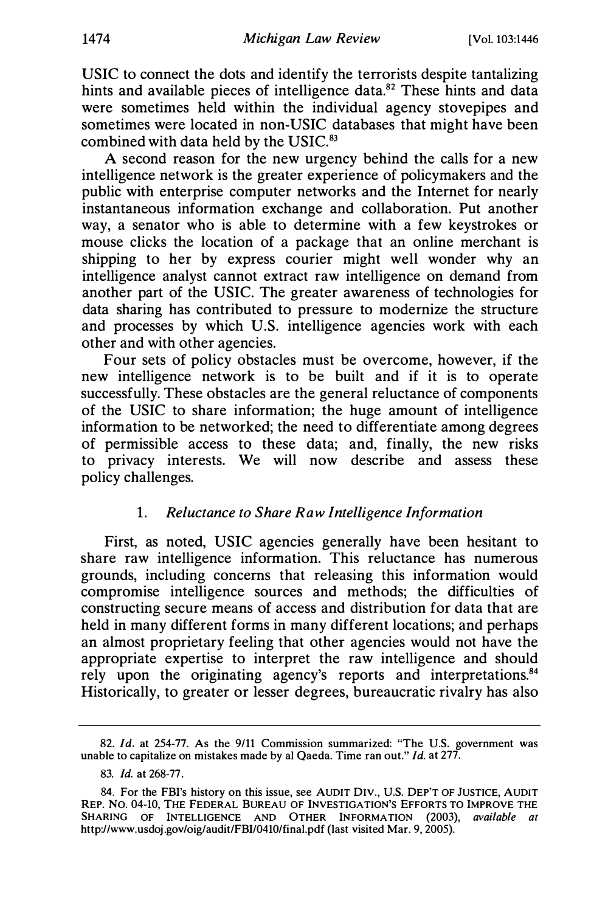USIC to connect the dots and identify the terrorists despite tantalizing hints and available pieces of intelligence data.[82] These hints and data were sometimes held within the individual agency stovepipes and sometimes were located in non-USIC databases that might have been combined with data held by the USIC.[83]

A second reason for the new urgency behind the calls for a new intelligence network is the greater experience of policymakers and the public with enterprise computer networks and the Internet for nearly instantaneous information exchange and collaboration. Put another way, a senator who is able to determine with a few keystrokes or mouse clicks the location of a package that an online merchant is shipping to her by express courier might well wonder why an intelligence analyst cannot extract raw intelligence on demand from another part of the USIC. The greater awareness of technologies for data sharing has contributed to pressure to modernize the structure and processes by which U.S. intelligence agencies work with each other and with other agencies.

Four sets of policy obstacles must be overcome, however, if the new intelligence network is to be built and if it is to operate successfully. These obstacles are the general reluctance of components of the USIC to share information; the huge amount of intelligence information to be networked; the need to differentiate among degrees of permissible access to these data; and, finally, the new risks to privacy interests. We will now describe and assess these policy challenges.

### 1. *Reluctance to Share Raw Intelligence Information*

First, as noted, USIC agencies generally have been hesitant to share raw intelligence information. This reluctance has numerous grounds, including concerns that releasing this information would compromise intelligence sources and methods; the difficulties of constructing secure means of access and distribution for data that are held in many different forms in many different locations; and perhaps an almost proprietary feeling that other agencies would not have the appropriate expertise to interpret the raw intelligence and should rely upon the originating agency's reports and interpretations.[84] Historically, to greater or lesser degrees, bureaucratic rivalry has also

---

82. *Id.* at 254-77. As the 9/11 Commission summarized: "The U.S. government was unable to capitalize on mistakes made by al Qaeda. Time ran out." *Id.* at 277.

83. *Id.* at 268-77.

84. For the FBI's history on this issue, see AUDIT DIV., U.S. DEP'T OF JUSTICE, AUDIT REP. NO. 04-10, THE FEDERAL BUREAU OF INVESTIGATION'S EFFORTS TO IMPROVE THE SHARING OF INTELLIGENCE AND OTHER INFORMATION (2003), *available at* http://www.usdoj.gov/oig/audit/FBI/0410/final.pdf (last visited Mar. 9, 2005).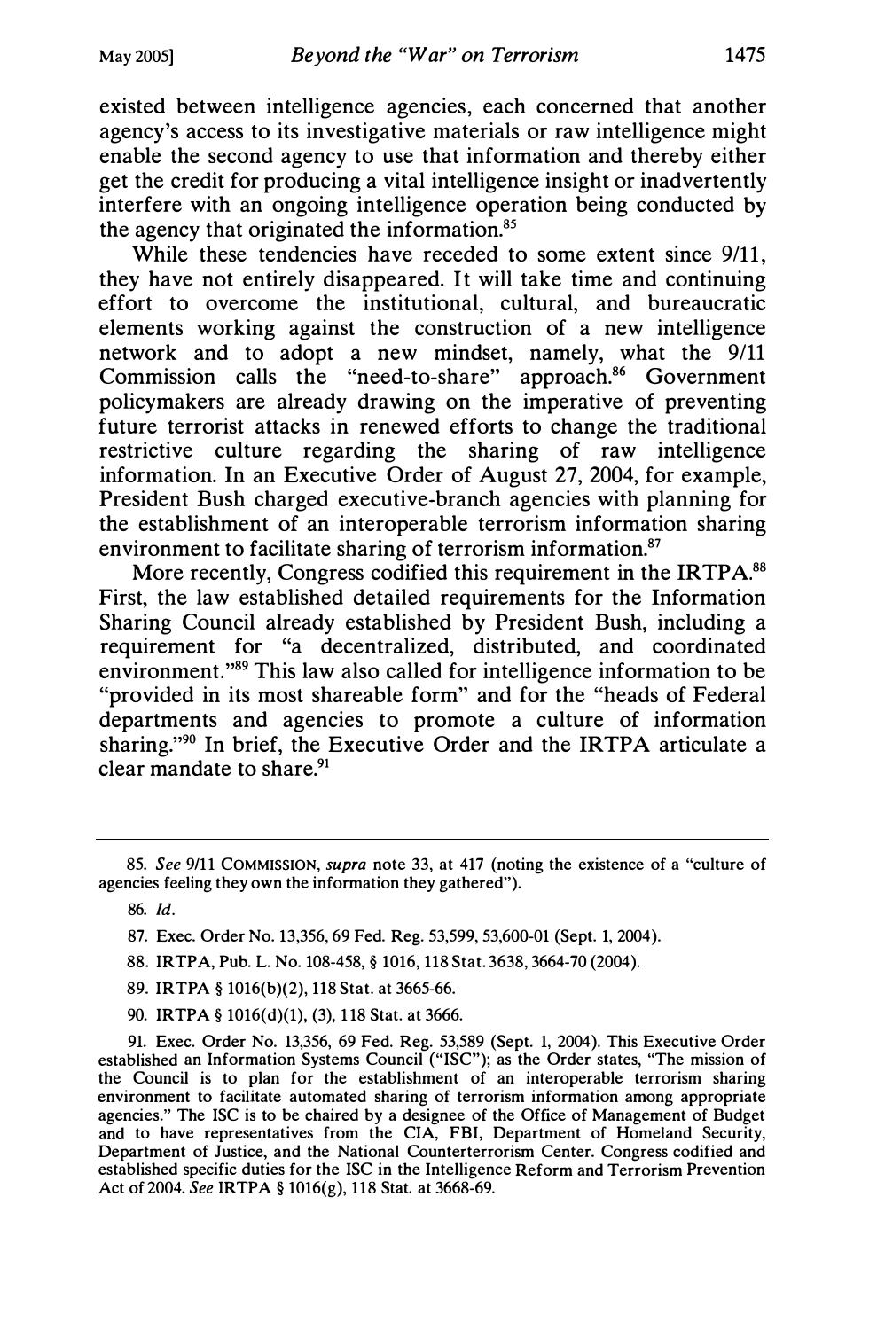existed between intelligence agencies, each concerned that another agency's access to its investigative materials or raw intelligence might enable the second agency to use that information and thereby either get the credit for producing a vital intelligence insight or inadvertently interfere with an ongoing intelligence operation being conducted by the agency that originated the information.[85]

While these tendencies have receded to some extent since 9/11, they have not entirely disappeared. It will take time and continuing effort to overcome the institutional, cultural, and bureaucratic elements working against the construction of a new intelligence network and to adopt a new mindset, namely, what the 9/11 Commission calls the "need-to-share" approach.[86] Government policymakers are already drawing on the imperative of preventing future terrorist attacks in renewed efforts to change the traditional restrictive culture regarding the sharing of raw intelligence information. In an Executive Order of August 27, 2004, for example, President Bush charged executive-branch agencies with planning for the establishment of an interoperable terrorism information sharing environment to facilitate sharing of terrorism information.[87]

More recently, Congress codified this requirement in the IRTPA.[88] First, the law established detailed requirements for the Information Sharing Council already established by President Bush, including a requirement for "a decentralized, distributed, and coordinated environment."[89] This law also called for intelligence information to be "provided in its most shareable form" and for the "heads of Federal departments and agencies to promote a culture of information sharing."[90] In brief, the Executive Order and the IRTPA articulate a clear mandate to share.[91]

---

85. *See* 9/11 COMMISSION, *supra* note 33, at 417 (noting the existence of a "culture of agencies feeling they own the information they gathered").

86. *Id.*

87. Exec. Order No. 13,356, 69 Fed. Reg. 53,599, 53,600-01 (Sept. 1, 2004).

88. IRTPA, Pub. L. No. 108-458, § 1016, 118 Stat. 3638, 3664-70 (2004).

89. IRTPA § 1016(b)(2), 118 Stat. at 3665-66.

90. IRTPA § 1016(d)(1), (3), 118 Stat. at 3666.

91. Exec. Order No. 13,356, 69 Fed. Reg. 53,589 (Sept. 1, 2004). This Executive Order established an Information Systems Council ("ISC"); as the Order states, "The mission of the Council is to plan for the establishment of an interoperable terrorism sharing environment to facilitate automated sharing of terrorism information among appropriate agencies." The ISC is to be chaired by a designee of the Office of Management of Budget and to have representatives from the CIA, FBI, Department of Homeland Security, Department of Justice, and the National Counterterrorism Center. Congress codified and established specific duties for the ISC in the Intelligence Reform and Terrorism Prevention Act of 2004. *See* IRTPA § 1016(g), 118 Stat. at 3668-69.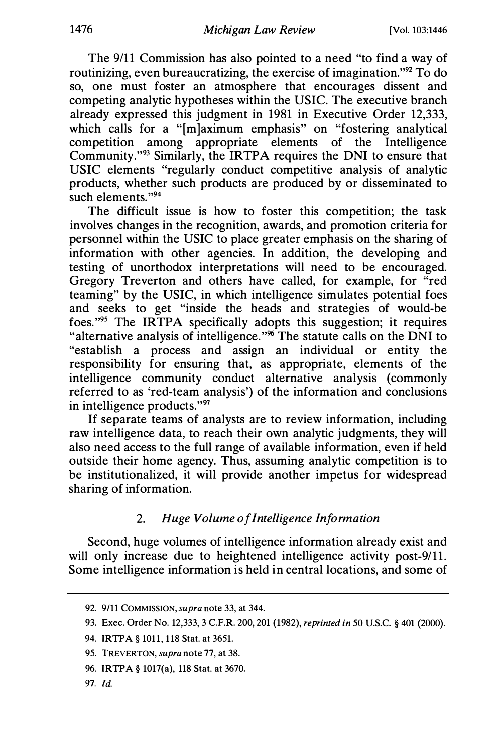The 9/11 Commission has also pointed to a need "to find a way of routinizing, even bureaucratizing, the exercise of imagination."[92] To do so, one must foster an atmosphere that encourages dissent and competing analytic hypotheses within the USIC. The executive branch already expressed this judgment in 1981 in Executive Order 12,333, which calls for a "[m]aximum emphasis" on "fostering analytical competition among appropriate elements of the Intelligence Community."[93] Similarly, the IRTPA requires the DNI to ensure that USIC elements "regularly conduct competitive analysis of analytic products, whether such products are produced by or disseminated to such elements."[94]

The difficult issue is how to foster this competition; the task involves changes in the recognition, awards, and promotion criteria for personnel within the USIC to place greater emphasis on the sharing of information with other agencies. In addition, the developing and testing of unorthodox interpretations will need to be encouraged. Gregory Treverton and others have called, for example, for "red teaming" by the USIC, in which intelligence simulates potential foes and seeks to get "inside the heads and strategies of would-be foes."[95] The IRTPA specifically adopts this suggestion; it requires "alternative analysis of intelligence."[96] The statute calls on the DNI to "establish a process and assign an individual or entity the responsibility for ensuring that, as appropriate, elements of the intelligence community conduct alternative analysis (commonly referred to as 'red-team analysis') of the information and conclusions in intelligence products."[97]

If separate teams of analysts are to review information, including raw intelligence data, to reach their own analytic judgments, they will also need access to the full range of available information, even if held outside their home agency. Thus, assuming analytic competition is to be institutionalized, it will provide another impetus for widespread sharing of information.

### 2. *Huge Volume of Intelligence Information*

Second, huge volumes of intelligence information already exist and will only increase due to heightened intelligence activity post-9/11. Some intelligence information is held in central locations, and some of

---

92. 9/11 COMMISSION, *supra* note 33, at 344.

93. Exec. Order No. 12,333, 3 C.F.R. 200, 201 (1982), *reprinted in* 50 U.S.C. § 401 (2000).

94. IRTPA § 1011, 118 Stat. at 3651.

95. TREVERTON, *supra* note 77, at 38.

96. IRTPA § 1017(a), 118 Stat. at 3670.

97. *Id.*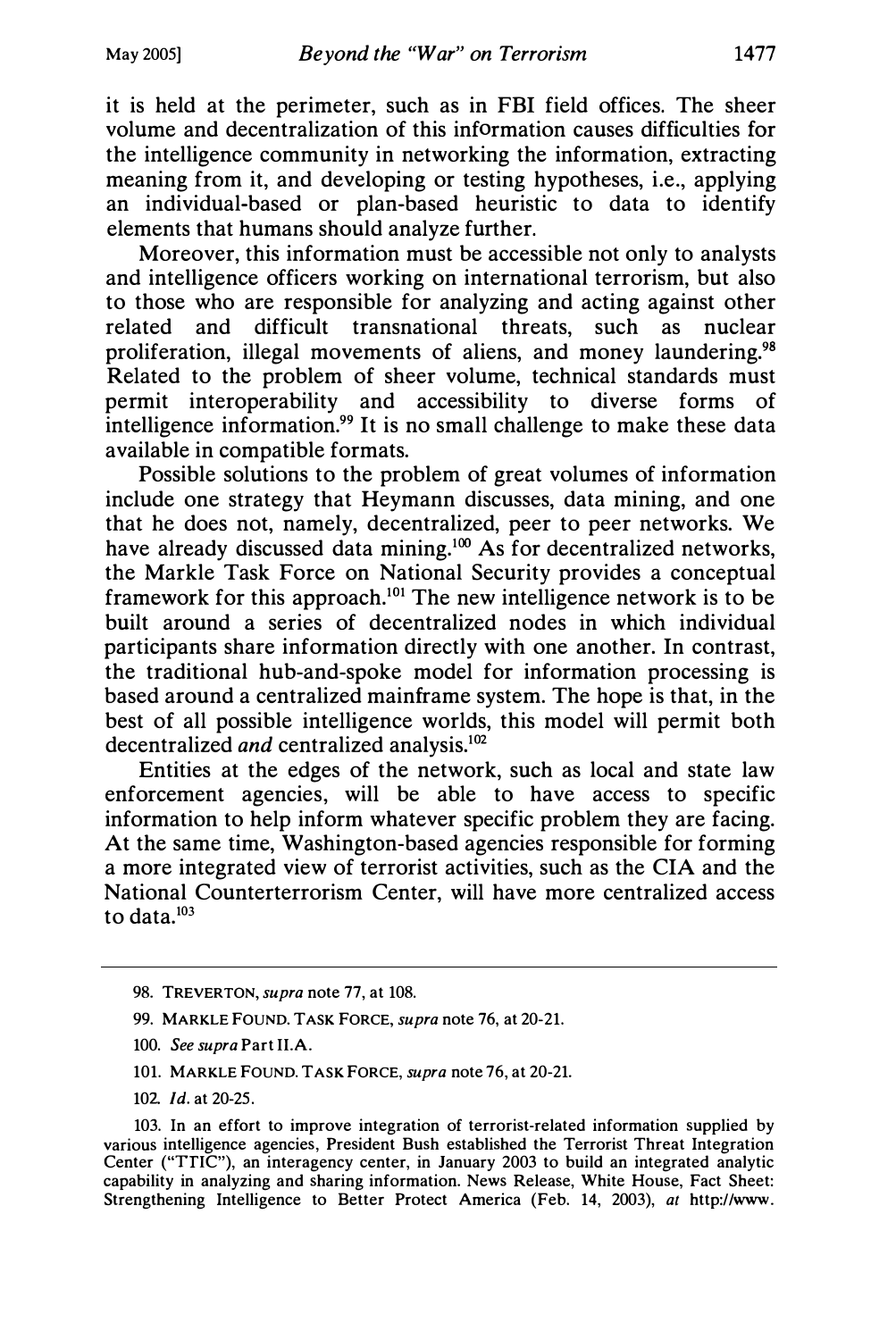it is held at the perimeter, such as in FBI field offices. The sheer volume and decentralization of this information causes difficulties for the intelligence community in networking the information, extracting meaning from it, and developing or testing hypotheses, i.e., applying an individual-based or plan-based heuristic to data to identify elements that humans should analyze further.

Moreover, this information must be accessible not only to analysts and intelligence officers working on international terrorism, but also to those who are responsible for analyzing and acting against other related and difficult transnational threats, such as nuclear proliferation, illegal movements of aliens, and money laundering.[98] Related to the problem of sheer volume, technical standards must permit interoperability and accessibility to diverse forms of intelligence information.[99] It is no small challenge to make these data available in compatible formats.

Possible solutions to the problem of great volumes of information include one strategy that Heymann discusses, data mining, and one that he does not, namely, decentralized, peer to peer networks. We have already discussed data mining.[100] As for decentralized networks, the Markle Task Force on National Security provides a conceptual framework for this approach.[101] The new intelligence network is to be built around a series of decentralized nodes in which individual participants share information directly with one another. In contrast, the traditional hub-and-spoke model for information processing is based around a centralized mainframe system. The hope is that, in the best of all possible intelligence worlds, this model will permit both decentralized *and* centralized analysis.[102]

Entities at the edges of the network, such as local and state law enforcement agencies, will be able to have access to specific information to help inform whatever specific problem they are facing. At the same time, Washington-based agencies responsible for forming a more integrated view of terrorist activities, such as the CIA and the National Counterterrorism Center, will have more centralized access to data.[103]

---

98. TREVERTON, *supra* note 77, at 108.

99. MARKLE FOUND. TASK FORCE, *supra* note 76, at 20-21.

100. *See supra* Part II.A.

101. MARKLE FOUND. TASK FORCE, *supra* note 76, at 20-21.

102. *Id.* at 20-25.

103. In an effort to improve integration of terrorist-related information supplied by various intelligence agencies, President Bush established the Terrorist Threat Integration Center ("TTIC"), an interagency center, in January 2003 to build an integrated analytic capability in analyzing and sharing information. News Release, White House, Fact Sheet: Strengthening Intelligence to Better Protect America (Feb. 14, 2003), *at* http://www.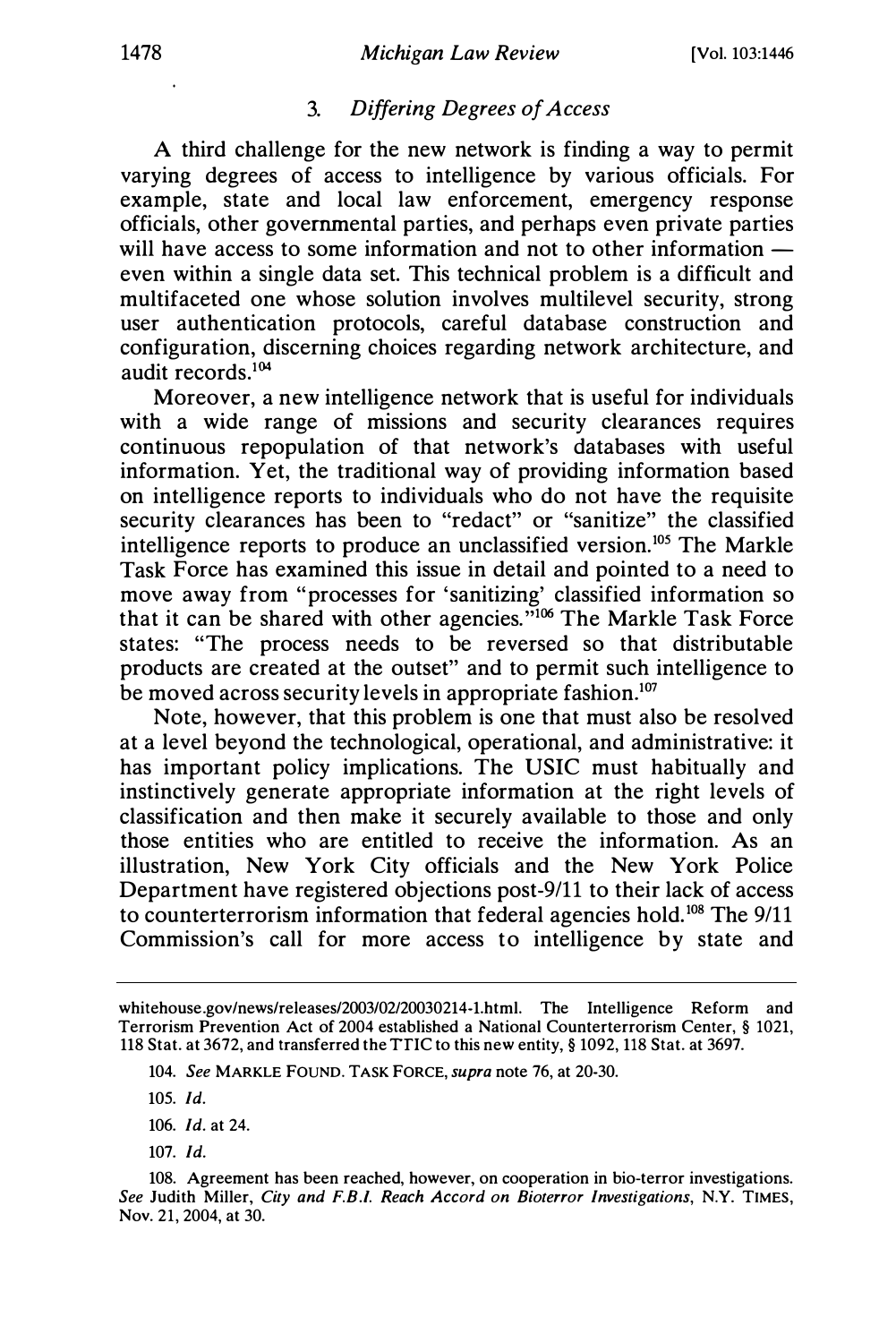### 3. *Differing Degrees of Access*

A third challenge for the new network is finding a way to permit varying degrees of access to intelligence by various officials. For example, state and local law enforcement, emergency response officials, other governmental parties, and perhaps even private parties will have access to some information and not to other information — even within a single data set. This technical problem is a difficult and multifaceted one whose solution involves multilevel security, strong user authentication protocols, careful database construction and configuration, discerning choices regarding network architecture, and audit records.[104]

Moreover, a new intelligence network that is useful for individuals with a wide range of missions and security clearances requires continuous repopulation of that network's databases with useful information. Yet, the traditional way of providing information based on intelligence reports to individuals who do not have the requisite security clearances has been to "redact" or "sanitize" the classified intelligence reports to produce an unclassified version.[105] The Markle Task Force has examined this issue in detail and pointed to a need to move away from "processes for 'sanitizing' classified information so that it can be shared with other agencies."[106] The Markle Task Force states: "The process needs to be reversed so that distributable products are created at the outset" and to permit such intelligence to be moved across security levels in appropriate fashion.[107]

Note, however, that this problem is one that must also be resolved at a level beyond the technological, operational, and administrative: it has important policy implications. The USIC must habitually and instinctively generate appropriate information at the right levels of classification and then make it securely available to those and only those entities who are entitled to receive the information. As an illustration, New York City officials and the New York Police Department have registered objections post-9/11 to their lack of access to counterterrorism information that federal agencies hold.[108] The 9/11 Commission's call for more access to intelligence by state and

---

whitehouse.gov/news/releases/2003/02/20030214-1.html. The Intelligence Reform and Terrorism Prevention Act of 2004 established a National Counterterrorism Center, § 1021, 118 Stat. at 3672, and transferred the TTIC to this new entity, § 1092, 118 Stat. at 3697.

104. *See* MARKLE FOUND. TASK FORCE, *supra* note 76, at 20-30.

105. *Id.*

106. *Id.* at 24.

107. *Id.*

108. Agreement has been reached, however, on cooperation in bio-terror investigations. *See* Judith Miller, *City and F.B.I. Reach Accord on Bioterror Investigations*, N.Y. TIMES, Nov. 21, 2004, at 30.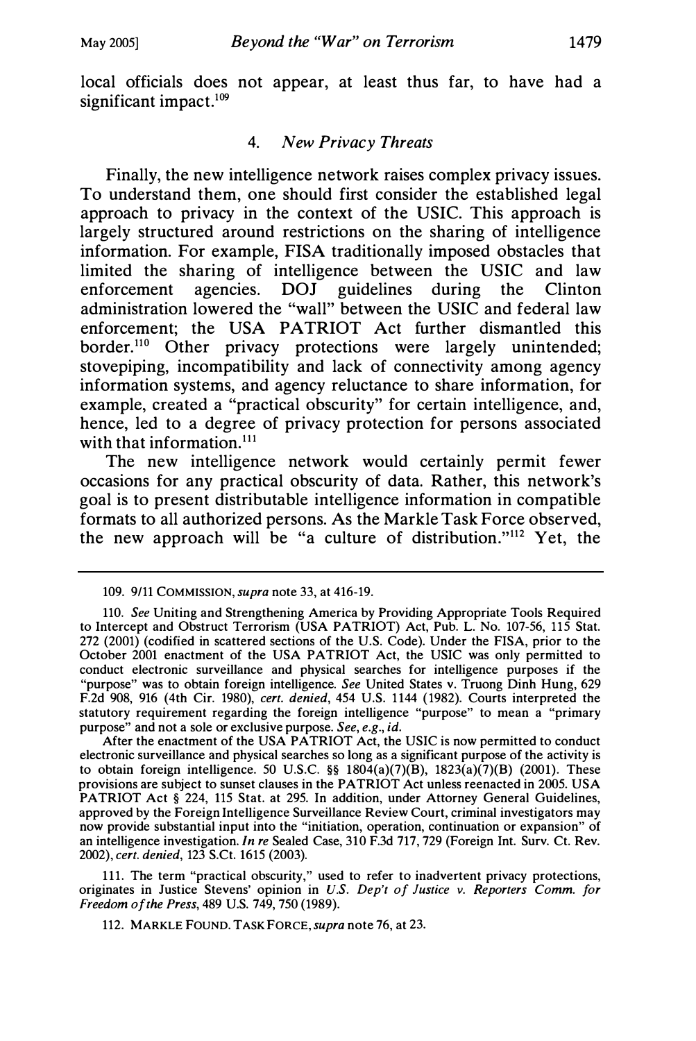local officials does not appear, at least thus far, to have had a significant impact.[109]

#### 4. *New Privacy Threats*

Finally, the new intelligence network raises complex privacy issues. To understand them, one should first consider the established legal approach to privacy in the context of the USIC. This approach is largely structured around restrictions on the sharing of intelligence information. For example, FISA traditionally imposed obstacles that limited the sharing of intelligence between the USIC and law enforcement agencies. DOJ guidelines during the Clinton administration lowered the "wall" between the USIC and federal law enforcement; the USA PATRIOT Act further dismantled this border.[110] Other privacy protections were largely unintended; stovepiping, incompatibility and lack of connectivity among agency information systems, and agency reluctance to share information, for example, created a "practical obscurity" for certain intelligence, and, hence, led to a degree of privacy protection for persons associated with that information.[111]

The new intelligence network would certainly permit fewer occasions for any practical obscurity of data. Rather, this network's goal is to present distributable intelligence information in compatible formats to all authorized persons. As the Markle Task Force observed, the new approach will be "a culture of distribution."[112] Yet, the

---

109. 9/11 COMMISSION, *supra* note 33, at 416-19.

110. *See* Uniting and Strengthening America by Providing Appropriate Tools Required to Intercept and Obstruct Terrorism (USA PATRIOT) Act, Pub. L. No. 107-56, 115 Stat. 272 (2001) (codified in scattered sections of the U.S. Code). Under the FISA, prior to the October 2001 enactment of the USA PATRIOT Act, the USIC was only permitted to conduct electronic surveillance and physical searches for intelligence purposes if the "purpose" was to obtain foreign intelligence. *See* United States v. Truong Dinh Hung, 629 F.2d 908, 916 (4th Cir. 1980), *cert. denied*, 454 U.S. 1144 (1982). Courts interpreted the statutory requirement regarding the foreign intelligence "purpose" to mean a "primary purpose" and not a sole or exclusive purpose. *See, e.g., id.*

After the enactment of the USA PATRIOT Act, the USIC is now permitted to conduct electronic surveillance and physical searches so long as a significant purpose of the activity is to obtain foreign intelligence. 50 U.S.C. §§ 1804(a)(7)(B), 1823(a)(7)(B) (2001). These provisions are subject to sunset clauses in the PATRIOT Act unless reenacted in 2005. USA PATRIOT Act § 224, 115 Stat. at 295. In addition, under Attorney General Guidelines, approved by the Foreign Intelligence Surveillance Review Court, criminal investigators may now provide substantial input into the "initiation, operation, continuation or expansion" of an intelligence investigation. *In re* Sealed Case, 310 F.3d 717, 729 (Foreign Int. Surv. Ct. Rev. 2002), *cert. denied*, 123 S.Ct. 1615 (2003).

111. The term "practical obscurity," used to refer to inadvertent privacy protections, originates in Justice Stevens' opinion in *U.S. Dep't of Justice v. Reporters Comm. for Freedom of the Press*, 489 U.S. 749, 750 (1989).

112. MARKLE FOUND. TASK FORCE, *supra* note 76, at 23.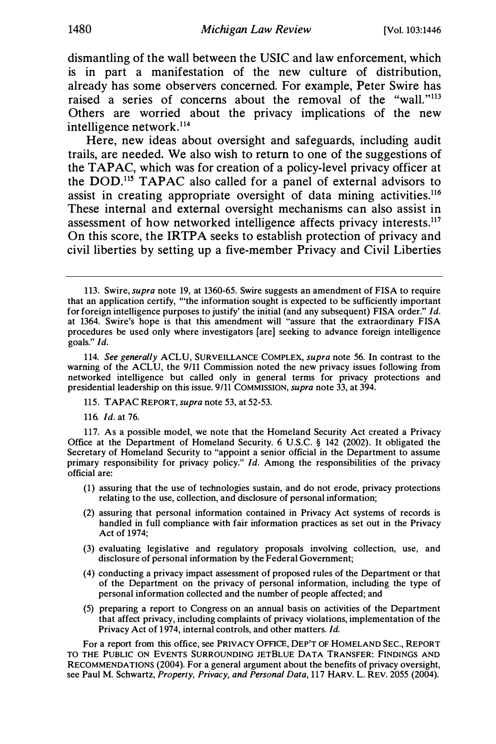dismantling of the wall between the USIC and law enforcement, which is in part a manifestation of the new culture of distribution, already has some observers concerned. For example, Peter Swire has raised a series of concerns about the removal of the "wall."[113] Others are worried about the privacy implications of the new intelligence network.[114]

Here, new ideas about oversight and safeguards, including audit trails, are needed. We also wish to return to one of the suggestions of the TAPAC, which was for creation of a policy-level privacy officer at the DOD.[115] TAPAC also called for a panel of external advisors to assist in creating appropriate oversight of data mining activities.[116] These internal and external oversight mechanisms can also assist in assessment of how networked intelligence affects privacy interests.[117] On this score, the IRTPA seeks to establish protection of privacy and civil liberties by setting up a five-member Privacy and Civil Liberties

---

113. Swire, *supra* note 19, at 1360-65. Swire suggests an amendment of FISA to require that an application certify, "'the information sought is expected to be sufficiently important for foreign intelligence purposes to justify' the initial (and any subsequent) FISA order." *Id.* at 1364. Swire's hope is that this amendment will "assure that the extraordinary FISA procedures be used only where investigators [are] seeking to advance foreign intelligence goals." *Id.*

114. *See generally* ACLU, SURVEILLANCE COMPLEX, *supra* note 56. In contrast to the warning of the ACLU, the 9/11 Commission noted the new privacy issues following from networked intelligence but called only in general terms for privacy protections and presidential leadership on this issue. 9/11 COMMISSION, *supra* note 33, at 394.

115. TAPAC REPORT, *supra* note 53, at 52-53.

116. *Id.* at 76.

117. As a possible model, we note that the Homeland Security Act created a Privacy Office at the Department of Homeland Security. 6 U.S.C. § 142 (2002). It obligated the Secretary of Homeland Security to "appoint a senior official in the Department to assume primary responsibility for privacy policy." *Id.* Among the responsibilities of the privacy official are:

(1) assuring that the use of technologies sustain, and do not erode, privacy protections relating to the use, collection, and disclosure of personal information;

(2) assuring that personal information contained in Privacy Act systems of records is handled in full compliance with fair information practices as set out in the Privacy Act of 1974;

(3) evaluating legislative and regulatory proposals involving collection, use, and disclosure of personal information by the Federal Government;

(4) conducting a privacy impact assessment of proposed rules of the Department or that of the Department on the privacy of personal information, including the type of personal information collected and the number of people affected; and

(5) preparing a report to Congress on an annual basis on activities of the Department that affect privacy, including complaints of privacy violations, implementation of the Privacy Act of 1974, internal controls, and other matters. *Id.*

For a report from this office, see PRIVACY OFFICE, DEP'T OF HOMELAND SEC., REPORT TO THE PUBLIC ON EVENTS SURROUNDING JETBLUE DATA TRANSFER: FINDINGS AND RECOMMENDATIONS (2004). For a general argument about the benefits of privacy oversight, see Paul M. Schwartz, *Property, Privacy, and Personal Data*, 117 HARV. L. REV. 2055 (2004).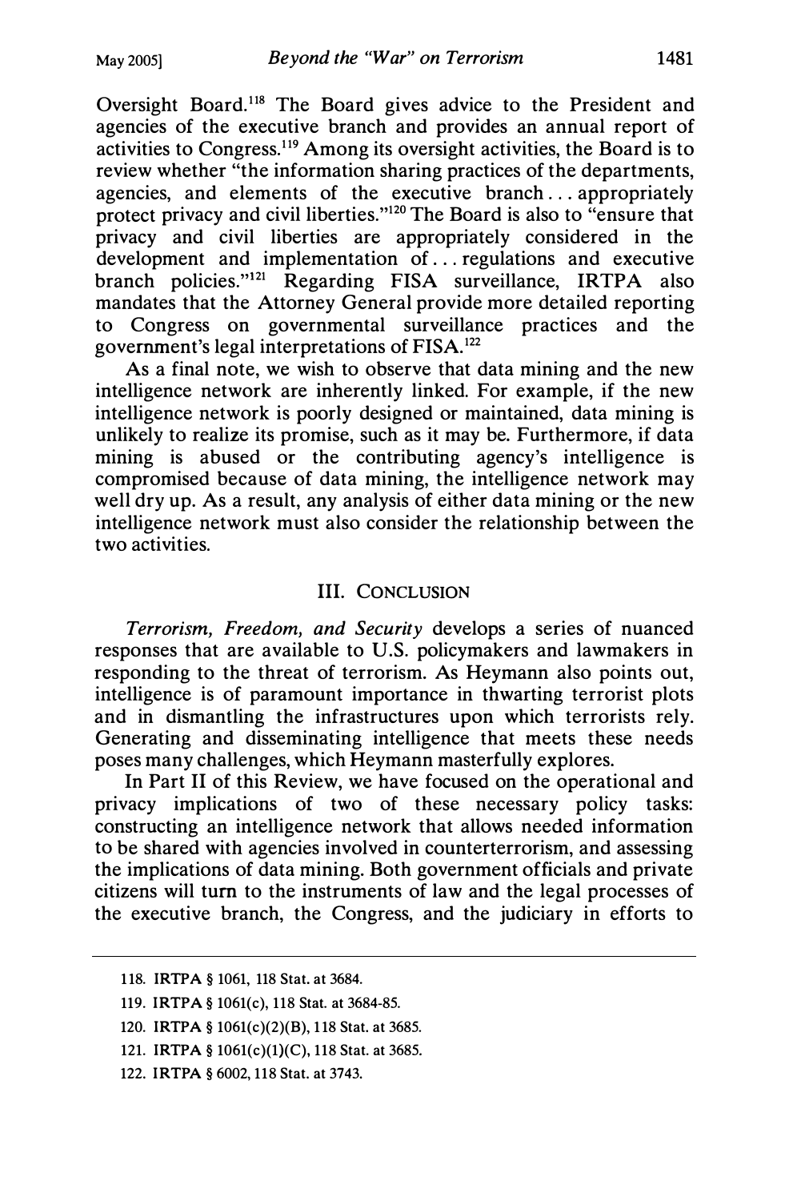Oversight Board.[118] The Board gives advice to the President and agencies of the executive branch and provides an annual report of activities to Congress.[119] Among its oversight activities, the Board is to review whether "the information sharing practices of the departments, agencies, and elements of the executive branch . . . appropriately protect privacy and civil liberties."[120] The Board is also to "ensure that privacy and civil liberties are appropriately considered in the development and implementation of . . . regulations and executive branch policies."[121] Regarding FISA surveillance, IRTPA also mandates that the Attorney General provide more detailed reporting to Congress on governmental surveillance practices and the government's legal interpretations of FISA.[122]

As a final note, we wish to observe that data mining and the new intelligence network are inherently linked. For example, if the new intelligence network is poorly designed or maintained, data mining is unlikely to realize its promise, such as it may be. Furthermore, if data mining is abused or the contributing agency's intelligence is compromised because of data mining, the intelligence network may well dry up. As a result, any analysis of either data mining or the new intelligence network must also consider the relationship between the two activities.

## III. CONCLUSION

*Terrorism, Freedom, and Security* develops a series of nuanced responses that are available to U.S. policymakers and lawmakers in responding to the threat of terrorism. As Heymann also points out, intelligence is of paramount importance in thwarting terrorist plots and in dismantling the infrastructures upon which terrorists rely. Generating and disseminating intelligence that meets these needs poses many challenges, which Heymann masterfully explores.

In Part II of this Review, we have focused on the operational and privacy implications of two of these necessary policy tasks: constructing an intelligence network that allows needed information to be shared with agencies involved in counterterrorism, and assessing the implications of data mining. Both government officials and private citizens will turn to the instruments of law and the legal processes of the executive branch, the Congress, and the judiciary in efforts to

---

118. IRTPA § 1061, 118 Stat. at 3684.

119. IRTPA § 1061(c), 118 Stat. at 3684-85.

120. IRTPA § 1061(c)(2)(B), 118 Stat. at 3685.

121. IRTPA § 1061(c)(1)(C), 118 Stat. at 3685.

122. IRTPA § 6002, 118 Stat. at 3743.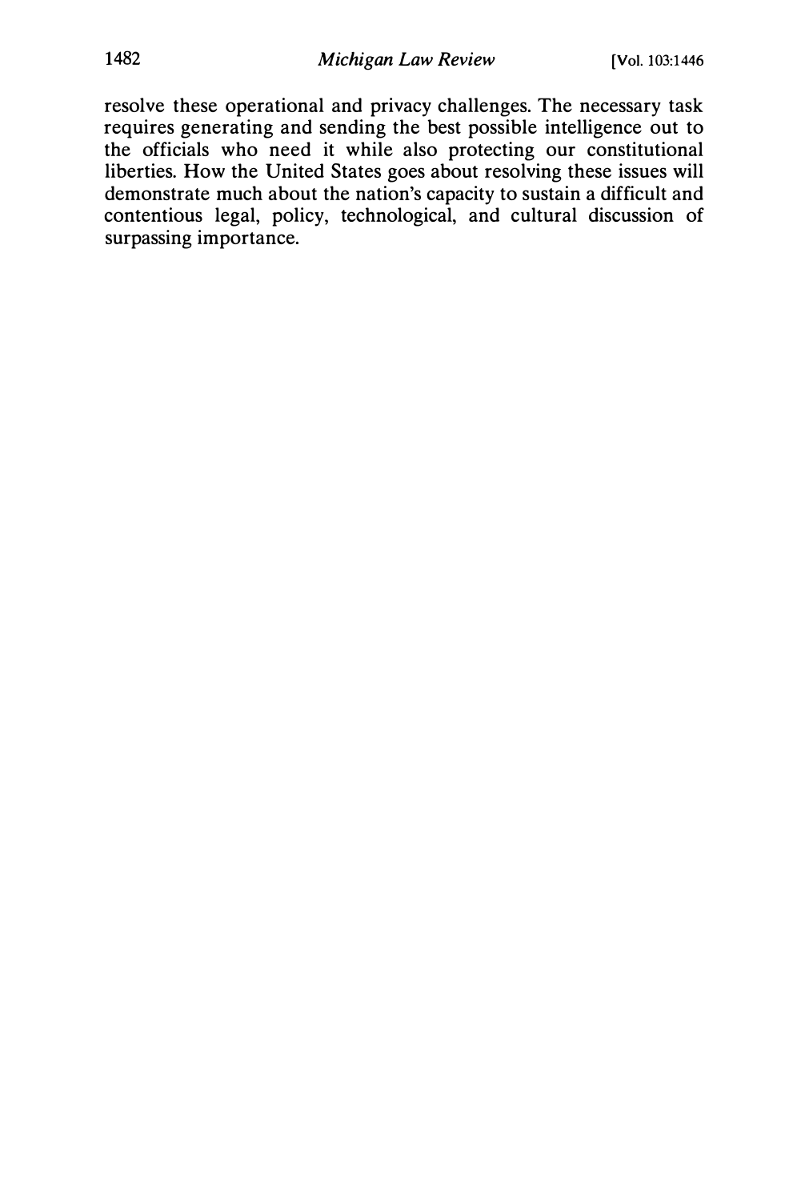resolve these operational and privacy challenges. The necessary task requires generating and sending the best possible intelligence out to the officials who need it while also protecting our constitutional liberties. How the United States goes about resolving these issues will demonstrate much about the nation's capacity to sustain a difficult and contentious legal, policy, technological, and cultural discussion of surpassing importance.